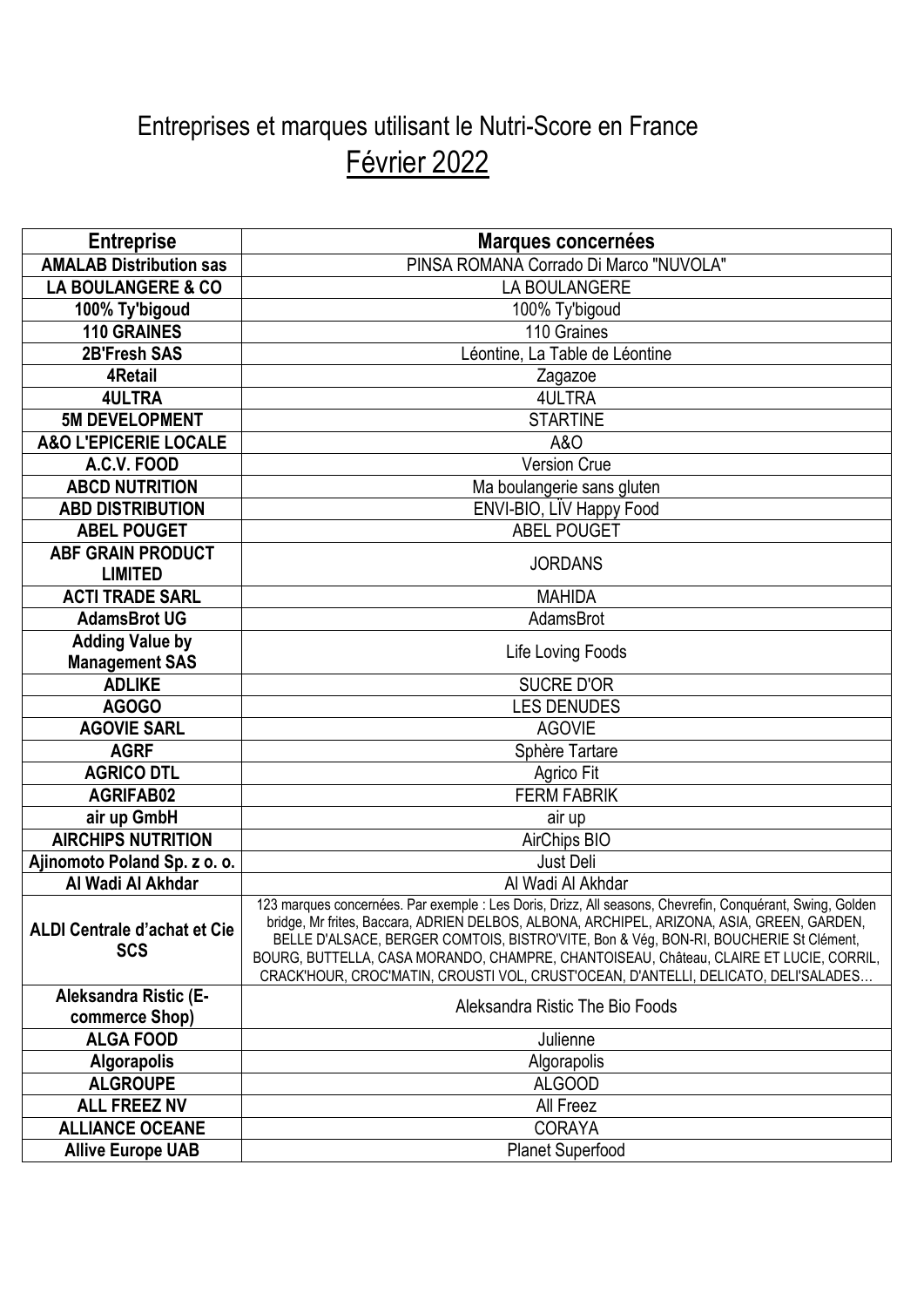# Entreprises et marques utilisant le Nutri-Score en France

## Février 2022

| Entreprise | Marques concernées |
|---|---|
| **AMALAB Distribution sas** | PINSA ROMANA Corrado Di Marco "NUVOLA" |
| **LA BOULANGERE & CO** | LA BOULANGERE |
| **100% Ty'bigoud** | 100% Ty'bigoud |
| **110 GRAINES** | 110 Graines |
| **2B'Fresh SAS** | Léontine, La Table de Léontine |
| **4Retail** | Zagazoe |
| **4ULTRA** | 4ULTRA |
| **5M DEVELOPMENT** | STARTINE |
| **A&O L'EPICERIE LOCALE** | A&O |
| **A.C.V. FOOD** | Version Crue |
| **ABCD NUTRITION** | Ma boulangerie sans gluten |
| **ABD DISTRIBUTION** | ENVI-BIO, LÏV Happy Food |
| **ABEL POUGET** | ABEL POUGET |
| **ABF GRAIN PRODUCT LIMITED** | JORDANS |
| **ACTI TRADE SARL** | MAHIDA |
| **AdamsBrot UG** | AdamsBrot |
| **Adding Value by Management SAS** | Life Loving Foods |
| **ADLIKE** | SUCRE D'OR |
| **AGOGO** | LES DENUDES |
| **AGOVIE SARL** | AGOVIE |
| **AGRF** | Sphère Tartare |
| **AGRICO DTL** | Agrico Fit |
| **AGRIFAB02** | FERM FABRIK |
| **air up GmbH** | air up |
| **AIRCHIPS NUTRITION** | AirChips BIO |
| **Ajinomoto Poland Sp. z o. o.** | Just Deli |
| **Al Wadi Al Akhdar** | Al Wadi Al Akhdar |
| **ALDI Centrale d'achat et Cie SCS** | 123 marques concernées. Par exemple : Les Doris, Drizz, All seasons, Chevrefin, Conquérant, Swing, Golden bridge, Mr frites, Baccara, ADRIEN DELBOS, ALBONA, ARCHIPEL, ARIZONA, ASIA, GREEN, GARDEN, BELLE D'ALSACE, BERGER COMTOIS, BISTRO'VITE, Bon & Vég, BON-RI, BOUCHERIE St Clément, BOURG, BUTTELLA, CASA MORANDO, CHAMPRE, CHANTOISEAU, Château, CLAIRE ET LUCIE, CORRIL, CRACK'HOUR, CROC'MATIN, CROUSTI VOL, CRUST'OCEAN, D'ANTELLI, DELICATO, DELI'SALADES… |
| **Aleksandra Ristic (E-commerce Shop)** | Aleksandra Ristic The Bio Foods |
| **ALGA FOOD** | Julienne |
| **Algorapolis** | Algorapolis |
| **ALGROUPE** | ALGOOD |
| **ALL FREEZ NV** | All Freez |
| **ALLIANCE OCEANE** | CORAYA |
| **Allive Europe UAB** | Planet Superfood |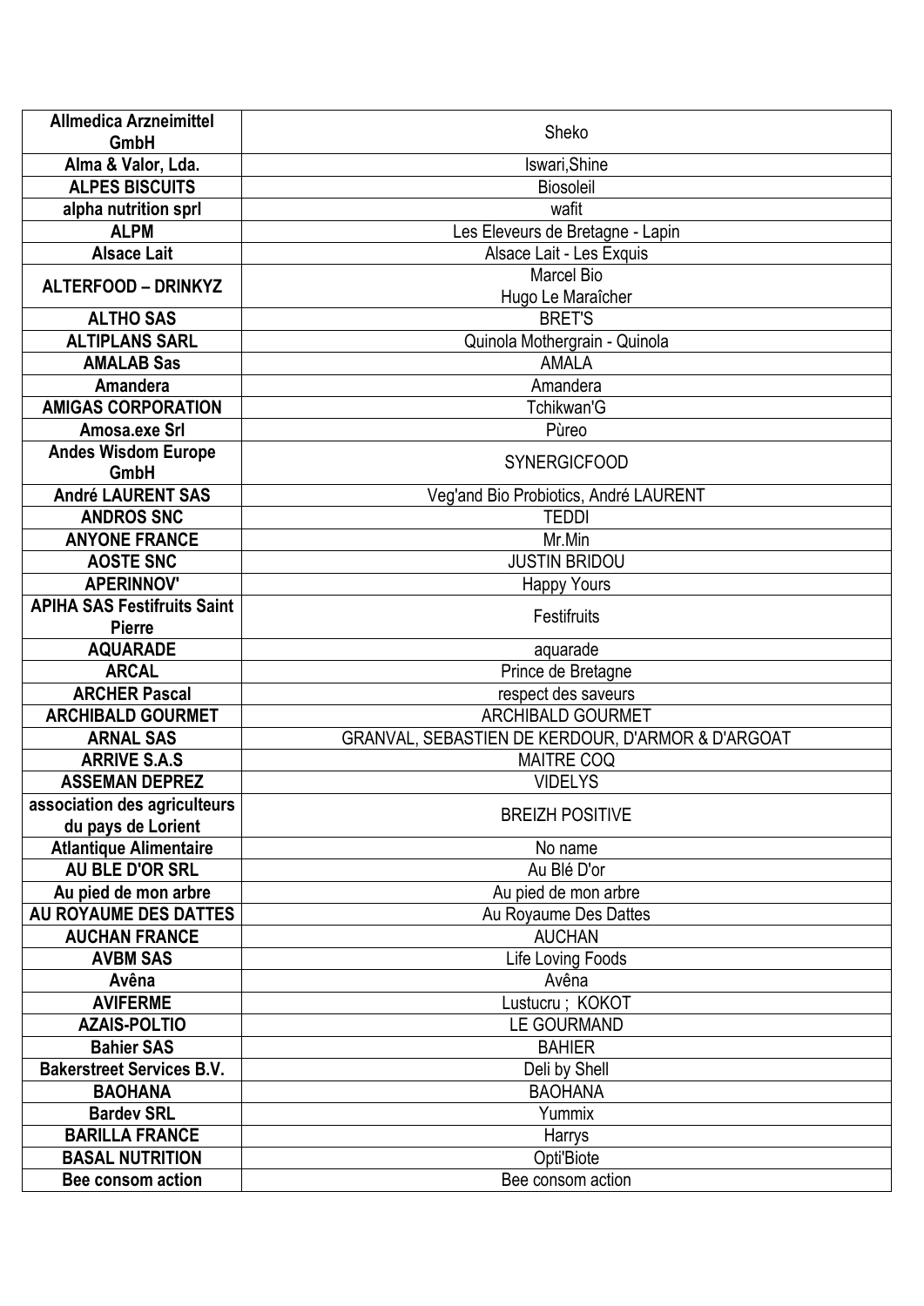| Allmedica Arzneimittel GmbH | Sheko |
|---|---|
| Alma & Valor, Lda. | Iswari,Shine |
| ALPES BISCUITS | Biosoleil |
| alpha nutrition sprl | wafit |
| ALPM | Les Eleveurs de Bretagne - Lapin |
| Alsace Lait | Alsace Lait - Les Exquis |
| ALTERFOOD – DRINKYZ | Marcel Bio<br>Hugo Le Maraîcher |
| ALTHO SAS | BRET'S |
| ALTIPLANS SARL | Quinola Mothergrain - Quinola |
| AMALAB Sas | AMALA |
| Amandera | Amandera |
| AMIGAS CORPORATION | Tchikwan'G |
| Amosa.exe Srl | Pùreo |
| Andes Wisdom Europe GmbH | SYNERGICFOOD |
| André LAURENT SAS | Veg'and Bio Probiotics, André LAURENT |
| ANDROS SNC | TEDDI |
| ANYONE FRANCE | Mr.Min |
| AOSTE SNC | JUSTIN BRIDOU |
| APERINNOV' | Happy Yours |
| APIHA SAS Festifruits Saint Pierre | Festifruits |
| AQUARADE | aquarade |
| ARCAL | Prince de Bretagne |
| ARCHER Pascal | respect des saveurs |
| ARCHIBALD GOURMET | ARCHIBALD GOURMET |
| ARNAL SAS | GRANVAL, SEBASTIEN DE KERDOUR, D'ARMOR & D'ARGOAT |
| ARRIVE S.A.S | MAITRE COQ |
| ASSEMAN DEPREZ | VIDELYS |
| association des agriculteurs du pays de Lorient | BREIZH POSITIVE |
| Atlantique Alimentaire | No name |
| AU BLE D'OR SRL | Au Blé D'or |
| Au pied de mon arbre | Au pied de mon arbre |
| AU ROYAUME DES DATTES | Au Royaume Des Dattes |
| AUCHAN FRANCE | AUCHAN |
| AVBM SAS | Life Loving Foods |
| Avêna | Avêna |
| AVIFERME | Lustucru ; KOKOT |
| AZAIS-POLTIO | LE GOURMAND |
| Bahier SAS | BAHIER |
| Bakerstreet Services B.V. | Deli by Shell |
| BAOHANA | BAOHANA |
| Bardev SRL | Yummix |
| BARILLA FRANCE | Harrys |
| BASAL NUTRITION | Opti'Biote |
| Bee consom action | Bee consom action |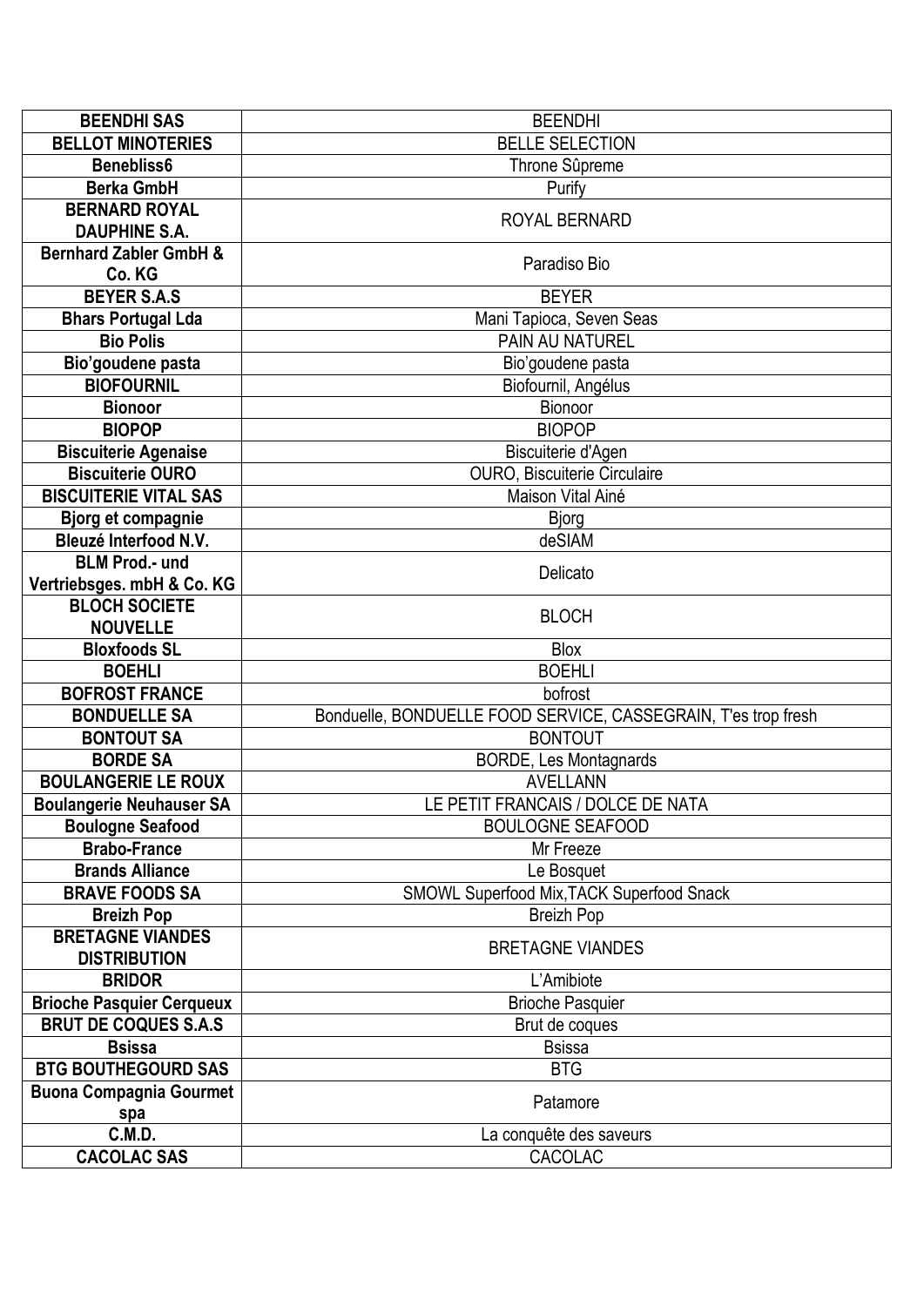| | |
|---|---|
| **BEENDHI SAS** | BEENDHI |
| **BELLOT MINOTERIES** | BELLE SELECTION |
| **Benebliss6** | Throne Sûpreme |
| **Berka GmbH** | Purify |
| **BERNARD ROYAL DAUPHINE S.A.** | ROYAL BERNARD |
| **Bernhard Zabler GmbH & Co. KG** | Paradiso Bio |
| **BEYER S.A.S** | BEYER |
| **Bhars Portugal Lda** | Mani Tapioca, Seven Seas |
| **Bio Polis** | PAIN AU NATUREL |
| **Bio'goudene pasta** | Bio'goudene pasta |
| **BIOFOURNIL** | Biofournil, Angélus |
| **Bionoor** | Bionoor |
| **BIOPOP** | BIOPOP |
| **Biscuiterie Agenaise** | Biscuiterie d'Agen |
| **Biscuiterie OURO** | OURO, Biscuiterie Circulaire |
| **BISCUITERIE VITAL SAS** | Maison Vital Ainé |
| **Bjorg et compagnie** | Bjorg |
| **Bleuzé Interfood N.V.** | deSIAM |
| **BLM Prod.- und Vertriebsges. mbH & Co. KG** | Delicato |
| **BLOCH SOCIETE NOUVELLE** | BLOCH |
| **Bloxfoods SL** | Blox |
| **BOEHLI** | BOEHLI |
| **BOFROST FRANCE** | bofrost |
| **BONDUELLE SA** | Bonduelle, BONDUELLE FOOD SERVICE, CASSEGRAIN, T'es trop fresh |
| **BONTOUT SA** | BONTOUT |
| **BORDE SA** | BORDE, Les Montagnards |
| **BOULANGERIE LE ROUX** | AVELLANN |
| **Boulangerie Neuhauser SA** | LE PETIT FRANCAIS / DOLCE DE NATA |
| **Boulogne Seafood** | BOULOGNE SEAFOOD |
| **Brabo-France** | Mr Freeze |
| **Brands Alliance** | Le Bosquet |
| **BRAVE FOODS SA** | SMOWL Superfood Mix,TACK Superfood Snack |
| **Breizh Pop** | Breizh Pop |
| **BRETAGNE VIANDES DISTRIBUTION** | BRETAGNE VIANDES |
| **BRIDOR** | L'Amibiote |
| **Brioche Pasquier Cerqueux** | Brioche Pasquier |
| **BRUT DE COQUES S.A.S** | Brut de coques |
| **Bsissa** | Bsissa |
| **BTG BOUTHEGOURD SAS** | BTG |
| **Buona Compagnia Gourmet spa** | Patamore |
| **C.M.D.** | La conquête des saveurs |
| **CACOLAC SAS** | CACOLAC |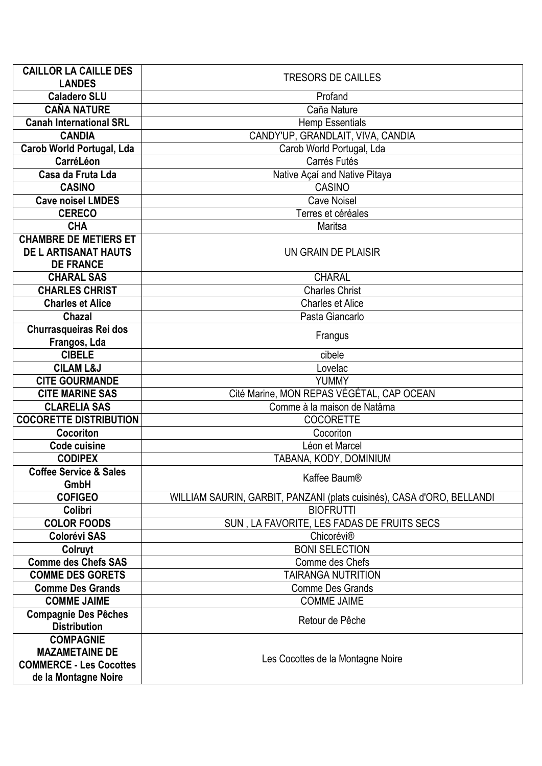| | |
|---|---|
| **CAILLOR LA CAILLE DES LANDES** | TRESORS DE CAILLES |
| **Caladero SLU** | Profand |
| **CAÑA NATURE** | Caña Nature |
| **Canah International SRL** | Hemp Essentials |
| **CANDIA** | CANDY'UP, GRANDLAIT, VIVA, CANDIA |
| **Carob World Portugal, Lda** | Carob World Portugal, Lda |
| **CarréLéon** | Carrés Futés |
| **Casa da Fruta Lda** | Native Açaí and Native Pitaya |
| **CASINO** | CASINO |
| **Cave noisel LMDES** | Cave Noisel |
| **CERECO** | Terres et céréales |
| **CHA** | Maritsa |
| **CHAMBRE DE METIERS ET DE L ARTISANAT HAUTS DE FRANCE** | UN GRAIN DE PLAISIR |
| **CHARAL SAS** | CHARAL |
| **CHARLES CHRIST** | Charles Christ |
| **Charles et Alice** | Charles et Alice |
| **Chazal** | Pasta Giancarlo |
| **Churrasqueiras Rei dos Frangos, Lda** | Frangus |
| **CIBELE** | cibele |
| **CILAM L&J** | Lovelac |
| **CITE GOURMANDE** | YUMMY |
| **CITE MARINE SAS** | Cité Marine, MON REPAS VÉGÉTAL, CAP OCEAN |
| **CLARELIA SAS** | Comme à la maison de Natâma |
| **COCORETTE DISTRIBUTION** | COCORETTE |
| **Cocoriton** | Cocoriton |
| **Code cuisine** | Léon et Marcel |
| **CODIPEX** | TABANA, KODY, DOMINIUM |
| **Coffee Service & Sales GmbH** | Kaffee Baum® |
| **COFIGEO** | WILLIAM SAURIN, GARBIT, PANZANI (plats cuisinés), CASA d'ORO, BELLANDI |
| **Colibri** | BIOFRUTTI |
| **COLOR FOODS** | SUN , LA FAVORITE, LES FADAS DE FRUITS SECS |
| **Colorévi SAS** | Chicorévi® |
| **Colruyt** | BONI SELECTION |
| **Comme des Chefs SAS** | Comme des Chefs |
| **COMME DES GORETS** | TAIRANGA NUTRITION |
| **Comme Des Grands** | Comme Des Grands |
| **COMME JAIME** | COMME JAIME |
| **Compagnie Des Pêches Distribution** | Retour de Pêche |
| **COMPAGNIE MAZAMETAINE DE COMMERCE - Les Cocottes de la Montagne Noire** | Les Cocottes de la Montagne Noire |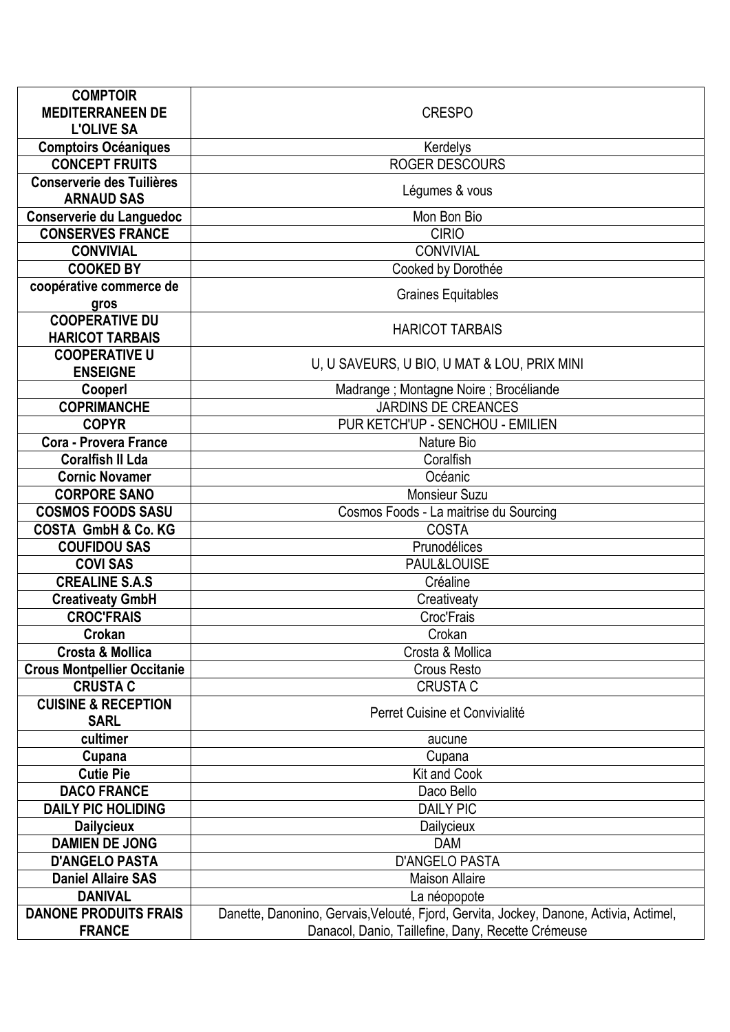| | |
|---|---|
| **COMPTOIR MEDITERRANEEN DE L'OLIVE SA** | CRESPO |
| **Comptoirs Océaniques** | Kerdelys |
| **CONCEPT FRUITS** | ROGER DESCOURS |
| **Conserverie des Tuilières ARNAUD SAS** | Légumes & vous |
| **Conserverie du Languedoc** | Mon Bon Bio |
| **CONSERVES FRANCE** | CIRIO |
| **CONVIVIAL** | CONVIVIAL |
| **COOKED BY** | Cooked by Dorothée |
| **coopérative commerce de gros** | Graines Equitables |
| **COOPERATIVE DU HARICOT TARBAIS** | HARICOT TARBAIS |
| **COOPERATIVE U ENSEIGNE** | U, U SAVEURS, U BIO, U MAT & LOU, PRIX MINI |
| **Cooperl** | Madrange ; Montagne Noire ; Brocéliande |
| **COPRIMANCHE** | JARDINS DE CREANCES |
| **COPYR** | PUR KETCH'UP - SENCHOU - EMILIEN |
| **Cora - Provera France** | Nature Bio |
| **Coralfish II Lda** | Coralfish |
| **Cornic Novamer** | Océanic |
| **CORPORE SANO** | Monsieur Suzu |
| **COSMOS FOODS SASU** | Cosmos Foods - La maitrise du Sourcing |
| **COSTA GmbH & Co. KG** | COSTA |
| **COUFIDOU SAS** | Prunodélices |
| **COVI SAS** | PAUL&LOUISE |
| **CREALINE S.A.S** | Créaline |
| **Creativeaty GmbH** | Creativeaty |
| **CROC'FRAIS** | Croc'Frais |
| **Crokan** | Crokan |
| **Crosta & Mollica** | Crosta & Mollica |
| **Crous Montpellier Occitanie** | Crous Resto |
| **CRUSTA C** | CRUSTA C |
| **CUISINE & RECEPTION SARL** | Perret Cuisine et Convivialité |
| **cultimer** | aucune |
| **Cupana** | Cupana |
| **Cutie Pie** | Kit and Cook |
| **DACO FRANCE** | Daco Bello |
| **DAILY PIC HOLIDING** | DAILY PIC |
| **Dailycieux** | Dailycieux |
| **DAMIEN DE JONG** | DAM |
| **D'ANGELO PASTA** | D'ANGELO PASTA |
| **Daniel Allaire SAS** | Maison Allaire |
| **DANIVAL** | La néopopote |
| **DANONE PRODUITS FRAIS FRANCE** | Danette, Danonino, Gervais,Velouté, Fjord, Gervita, Jockey, Danone, Activia, Actimel, Danacol, Danio, Taillefine, Dany, Recette Crémeuse |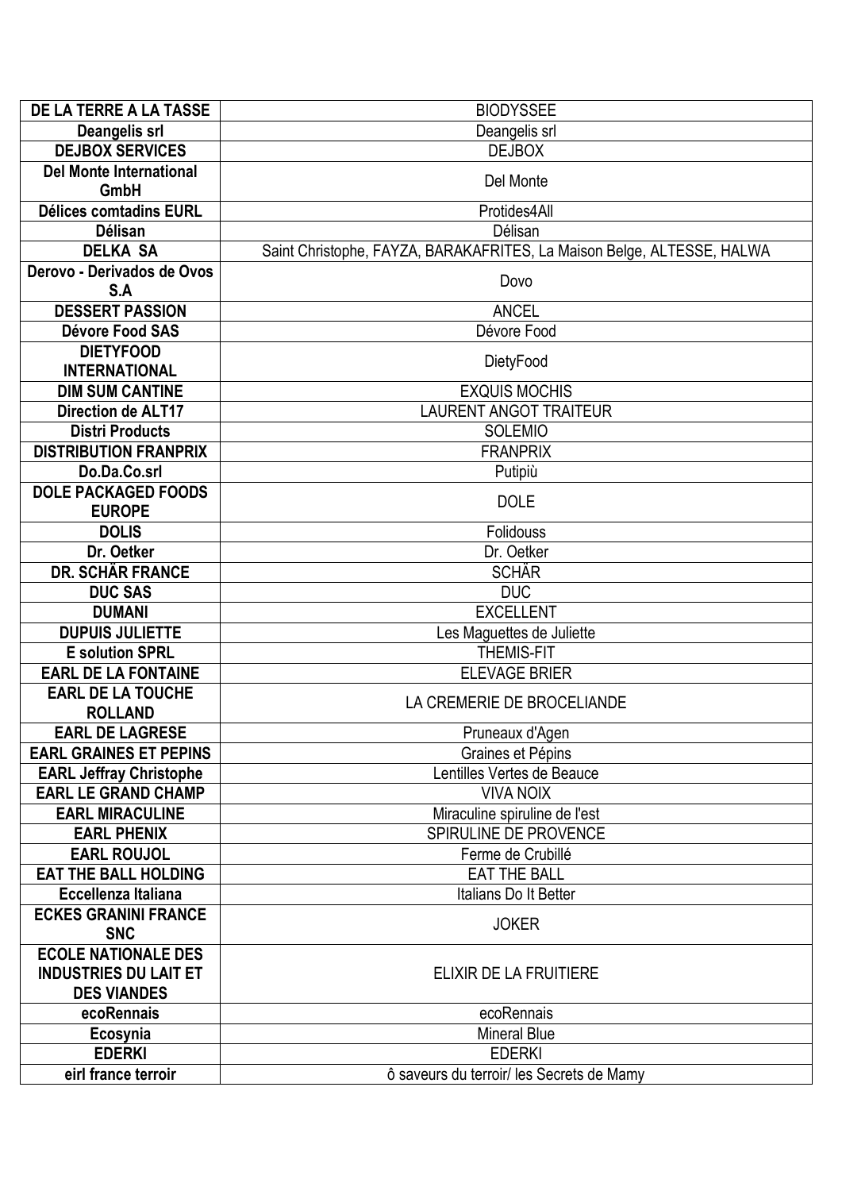| | |
|---|---|
| **DE LA TERRE A LA TASSE** | BIODYSSEE |
| **Deangelis srl** | Deangelis srl |
| **DEJBOX SERVICES** | DEJBOX |
| **Del Monte International GmbH** | Del Monte |
| **Délices comtadins EURL** | Protides4All |
| **Délisan** | Délisan |
| **DELKA SA** | Saint Christophe, FAYZA, BARAKAFRITES, La Maison Belge, ALTESSE, HALWA |
| **Derovo - Derivados de Ovos S.A** | Dovo |
| **DESSERT PASSION** | ANCEL |
| **Dévore Food SAS** | Dévore Food |
| **DIETYFOOD INTERNATIONAL** | DietyFood |
| **DIM SUM CANTINE** | EXQUIS MOCHIS |
| **Direction de ALT17** | LAURENT ANGOT TRAITEUR |
| **Distri Products** | SOLEMIO |
| **DISTRIBUTION FRANPRIX** | FRANPRIX |
| **Do.Da.Co.srl** | Putipiù |
| **DOLE PACKAGED FOODS EUROPE** | DOLE |
| **DOLIS** | Folidouss |
| **Dr. Oetker** | Dr. Oetker |
| **DR. SCHÄR FRANCE** | SCHÄR |
| **DUC SAS** | DUC |
| **DUMANI** | EXCELLENT |
| **DUPUIS JULIETTE** | Les Maguettes de Juliette |
| **E solution SPRL** | THEMIS-FIT |
| **EARL DE LA FONTAINE** | ELEVAGE BRIER |
| **EARL DE LA TOUCHE ROLLAND** | LA CREMERIE DE BROCELIANDE |
| **EARL DE LAGRESE** | Pruneaux d'Agen |
| **EARL GRAINES ET PEPINS** | Graines et Pépins |
| **EARL Jeffray Christophe** | Lentilles Vertes de Beauce |
| **EARL LE GRAND CHAMP** | VIVA NOIX |
| **EARL MIRACULINE** | Miraculine spiruline de l'est |
| **EARL PHENIX** | SPIRULINE DE PROVENCE |
| **EARL ROUJOL** | Ferme de Crubillé |
| **EAT THE BALL HOLDING** | EAT THE BALL |
| **Eccellenza Italiana** | Italians Do It Better |
| **ECKES GRANINI FRANCE SNC** | JOKER |
| **ECOLE NATIONALE DES INDUSTRIES DU LAIT ET DES VIANDES** | ELIXIR DE LA FRUITIERE |
| **ecoRennais** | ecoRennais |
| **Ecosynia** | Mineral Blue |
| **EDERKI** | EDERKI |
| **eirl france terroir** | ô saveurs du terroir/ les Secrets de Mamy |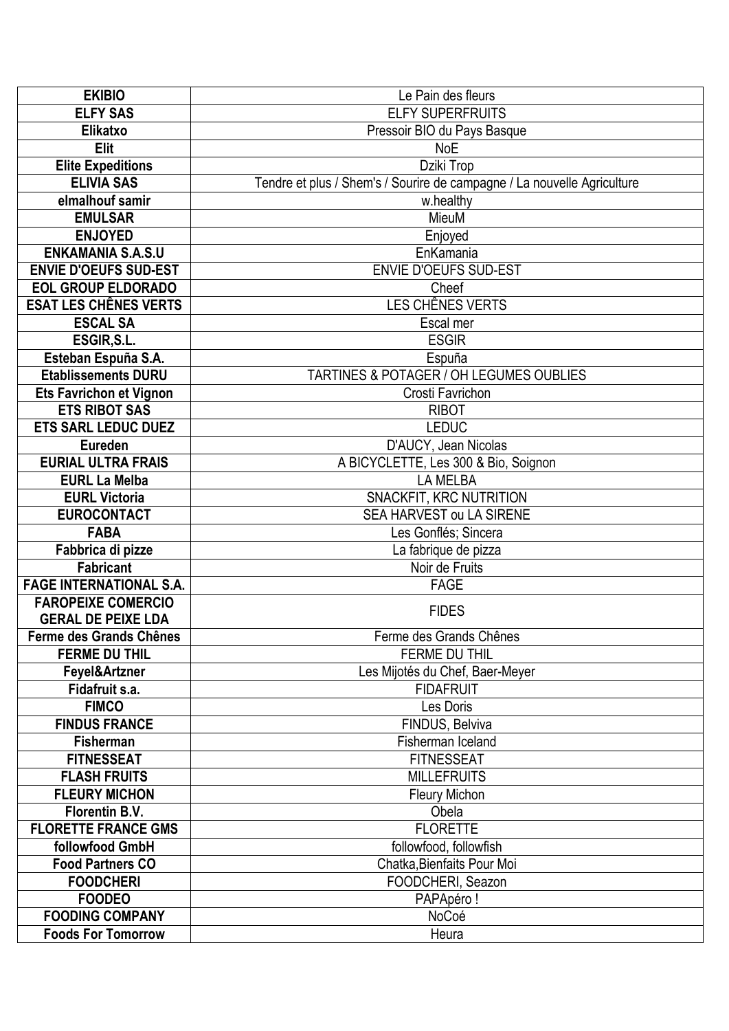| **EKIBIO** | Le Pain des fleurs |
|---|---|
| **ELFY SAS** | ELFY SUPERFRUITS |
| **Elikatxo** | Pressoir BIO du Pays Basque |
| **Elit** | NoE |
| **Elite Expeditions** | Dziki Trop |
| **ELIVIA SAS** | Tendre et plus / Shem's / Sourire de campagne / La nouvelle Agriculture |
| **elmalhouf samir** | w.healthy |
| **EMULSAR** | MieuM |
| **ENJOYED** | Enjoyed |
| **ENKAMANIA S.A.S.U** | EnKamania |
| **ENVIE D'OEUFS SUD-EST** | ENVIE D'OEUFS SUD-EST |
| **EOL GROUP ELDORADO** | Cheef |
| **ESAT LES CHÊNES VERTS** | LES CHÊNES VERTS |
| **ESCAL SA** | Escal mer |
| **ESGIR,S.L.** | ESGIR |
| **Esteban Espuña S.A.** | Espuña |
| **Etablissements DURU** | TARTINES & POTAGER / OH LEGUMES OUBLIES |
| **Ets Favrichon et Vignon** | Crosti Favrichon |
| **ETS RIBOT SAS** | RIBOT |
| **ETS SARL LEDUC DUEZ** | LEDUC |
| **Eureden** | D'AUCY, Jean Nicolas |
| **EURIAL ULTRA FRAIS** | A BICYCLETTE, Les 300 & Bio, Soignon |
| **EURL La Melba** | LA MELBA |
| **EURL Victoria** | SNACKFIT, KRC NUTRITION |
| **EUROCONTACT** | SEA HARVEST ou LA SIRENE |
| **FABA** | Les Gonflés; Sincera |
| **Fabbrica di pizze** | La fabrique de pizza |
| **Fabricant** | Noir de Fruits |
| **FAGE INTERNATIONAL S.A.** | FAGE |
| **FAROPEIXE COMERCIO GERAL DE PEIXE LDA** | FIDES |
| **Ferme des Grands Chênes** | Ferme des Grands Chênes |
| **FERME DU THIL** | FERME DU THIL |
| **Feyel&Artzner** | Les Mijotés du Chef, Baer-Meyer |
| **Fidafruit s.a.** | FIDAFRUIT |
| **FIMCO** | Les Doris |
| **FINDUS FRANCE** | FINDUS, Belviva |
| **Fisherman** | Fisherman Iceland |
| **FITNESSEAT** | FITNESSEAT |
| **FLASH FRUITS** | MILLEFRUITS |
| **FLEURY MICHON** | Fleury Michon |
| **Florentin B.V.** | Obela |
| **FLORETTE FRANCE GMS** | FLORETTE |
| **followfood GmbH** | followfood, followfish |
| **Food Partners CO** | Chatka,Bienfaits Pour Moi |
| **FOODCHERI** | FOODCHERI, Seazon |
| **FOODEO** | PAPApéro ! |
| **FOODING COMPANY** | NoCoé |
| **Foods For Tomorrow** | Heura |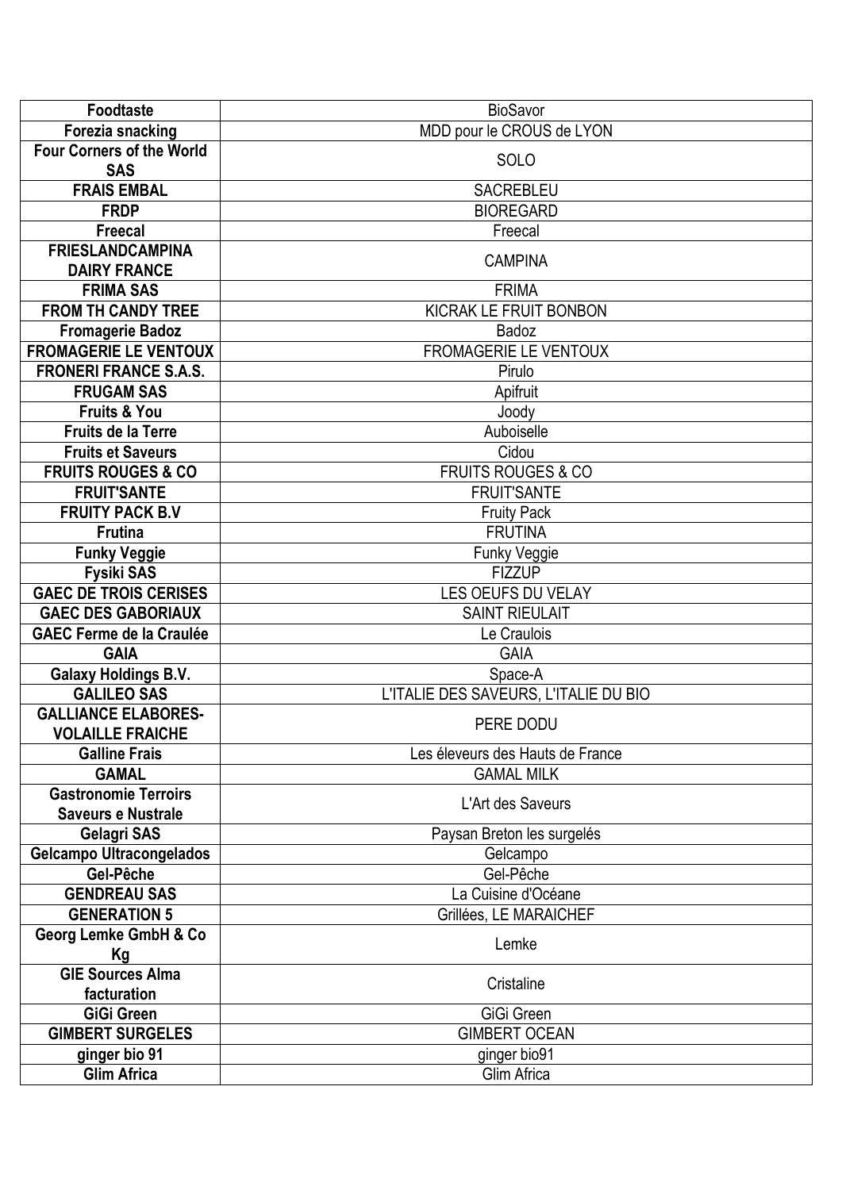| **Foodtaste** | BioSavor |
|---|---|
| **Forezia snacking** | MDD pour le CROUS de LYON |
| **Four Corners of the World SAS** | SOLO |
| **FRAIS EMBAL** | SACREBLEU |
| **FRDP** | BIOREGARD |
| **Freecal** | Freecal |
| **FRIESLANDCAMPINA DAIRY FRANCE** | CAMPINA |
| **FRIMA SAS** | FRIMA |
| **FROM TH CANDY TREE** | KICRAK LE FRUIT BONBON |
| **Fromagerie Badoz** | Badoz |
| **FROMAGERIE LE VENTOUX** | FROMAGERIE LE VENTOUX |
| **FRONERI FRANCE S.A.S.** | Pirulo |
| **FRUGAM SAS** | Apifruit |
| **Fruits & You** | Joody |
| **Fruits de la Terre** | Auboiselle |
| **Fruits et Saveurs** | Cidou |
| **FRUITS ROUGES & CO** | FRUITS ROUGES & CO |
| **FRUIT'SANTE** | FRUIT'SANTE |
| **FRUITY PACK B.V** | Fruity Pack |
| **Frutina** | FRUTINA |
| **Funky Veggie** | Funky Veggie |
| **Fysiki SAS** | FIZZUP |
| **GAEC DE TROIS CERISES** | LES OEUFS DU VELAY |
| **GAEC DES GABORIAUX** | SAINT RIEULAIT |
| **GAEC Ferme de la Craulée** | Le Craulois |
| **GAIA** | GAIA |
| **Galaxy Holdings B.V.** | Space-A |
| **GALILEO SAS** | L'ITALIE DES SAVEURS, L'ITALIE DU BIO |
| **GALLIANCE ELABORES-VOLAILLE FRAICHE** | PERE DODU |
| **Galline Frais** | Les éleveurs des Hauts de France |
| **GAMAL** | GAMAL MILK |
| **Gastronomie Terroirs Saveurs e Nustrale** | L'Art des Saveurs |
| **Gelagri SAS** | Paysan Breton les surgelés |
| **Gelcampo Ultracongelados** | Gelcampo |
| **Gel-Pêche** | Gel-Pêche |
| **GENDREAU SAS** | La Cuisine d'Océane |
| **GENERATION 5** | Grillées, LE MARAICHEF |
| **Georg Lemke GmbH & Co Kg** | Lemke |
| **GIE Sources Alma facturation** | Cristaline |
| **GiGi Green** | GiGi Green |
| **GIMBERT SURGELES** | GIMBERT OCEAN |
| **ginger bio 91** | ginger bio91 |
| **Glim Africa** | Glim Africa |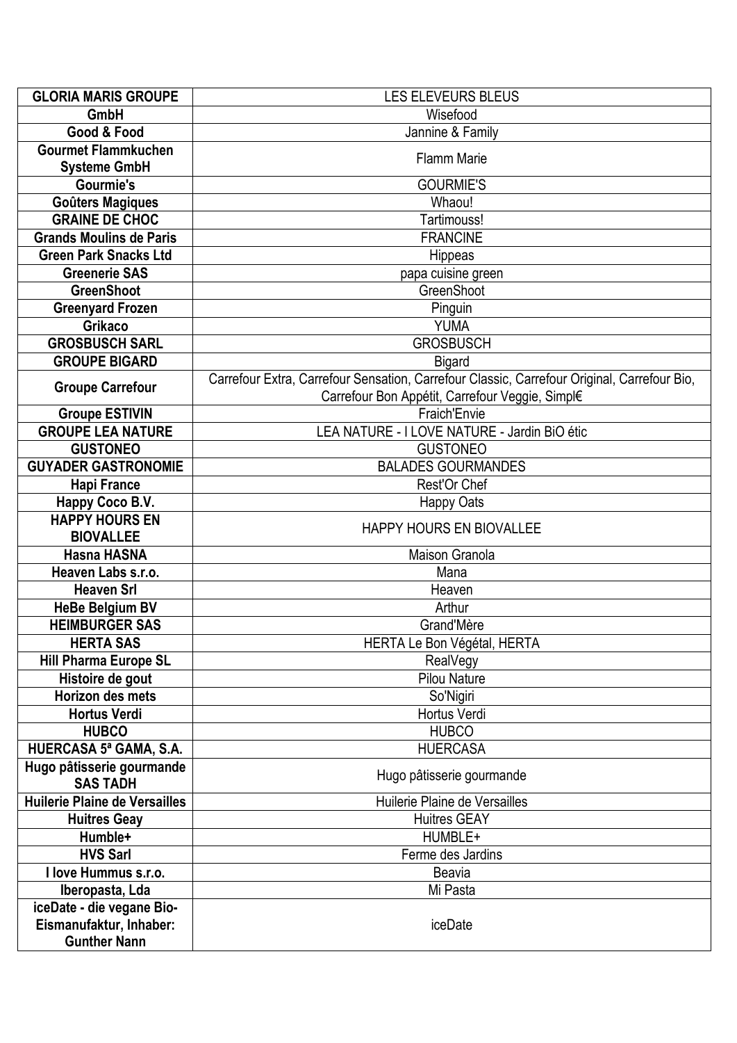| **GLORIA MARIS GROUPE** | LES ELEVEURS BLEUS |
|---|---|
| **GmbH** | Wisefood |
| **Good & Food** | Jannine & Family |
| **Gourmet Flammkuchen Systeme GmbH** | Flamm Marie |
| **Gourmie's** | GOURMIE'S |
| **Goûters Magiques** | Whaou! |
| **GRAINE DE CHOC** | Tartimouss! |
| **Grands Moulins de Paris** | FRANCINE |
| **Green Park Snacks Ltd** | Hippeas |
| **Greenerie SAS** | papa cuisine green |
| **GreenShoot** | GreenShoot |
| **Greenyard Frozen** | Pinguin |
| **Grikaco** | YUMA |
| **GROSBUSCH SARL** | GROSBUSCH |
| **GROUPE BIGARD** | Bigard |
| **Groupe Carrefour** | Carrefour Extra, Carrefour Sensation, Carrefour Classic, Carrefour Original, Carrefour Bio, Carrefour Bon Appétit, Carrefour Veggie, Simpl€ |
| **Groupe ESTIVIN** | Fraich'Envie |
| **GROUPE LEA NATURE** | LEA NATURE - I LOVE NATURE - Jardin BiO étic |
| **GUSTONEO** | GUSTONEO |
| **GUYADER GASTRONOMIE** | BALADES GOURMANDES |
| **Hapi France** | Rest'Or Chef |
| **Happy Coco B.V.** | Happy Oats |
| **HAPPY HOURS EN BIOVALLEE** | HAPPY HOURS EN BIOVALLEE |
| **Hasna HASNA** | Maison Granola |
| **Heaven Labs s.r.o.** | Mana |
| **Heaven Srl** | Heaven |
| **HeBe Belgium BV** | Arthur |
| **HEIMBURGER SAS** | Grand'Mère |
| **HERTA SAS** | HERTA Le Bon Végétal, HERTA |
| **Hill Pharma Europe SL** | RealVegy |
| **Histoire de gout** | Pilou Nature |
| **Horizon des mets** | So'Nigiri |
| **Hortus Verdi** | Hortus Verdi |
| **HUBCO** | HUBCO |
| **HUERCASA 5ª GAMA, S.A.** | HUERCASA |
| **Hugo pâtisserie gourmande SAS TADH** | Hugo pâtisserie gourmande |
| **Huilerie Plaine de Versailles** | Huilerie Plaine de Versailles |
| **Huitres Geay** | Huitres GEAY |
| **Humble+** | HUMBLE+ |
| **HVS Sarl** | Ferme des Jardins |
| **I love Hummus s.r.o.** | Beavia |
| **Iberopasta, Lda** | Mi Pasta |
| **iceDate - die vegane Bio-Eismanufaktur, Inhaber: Gunther Nann** | iceDate |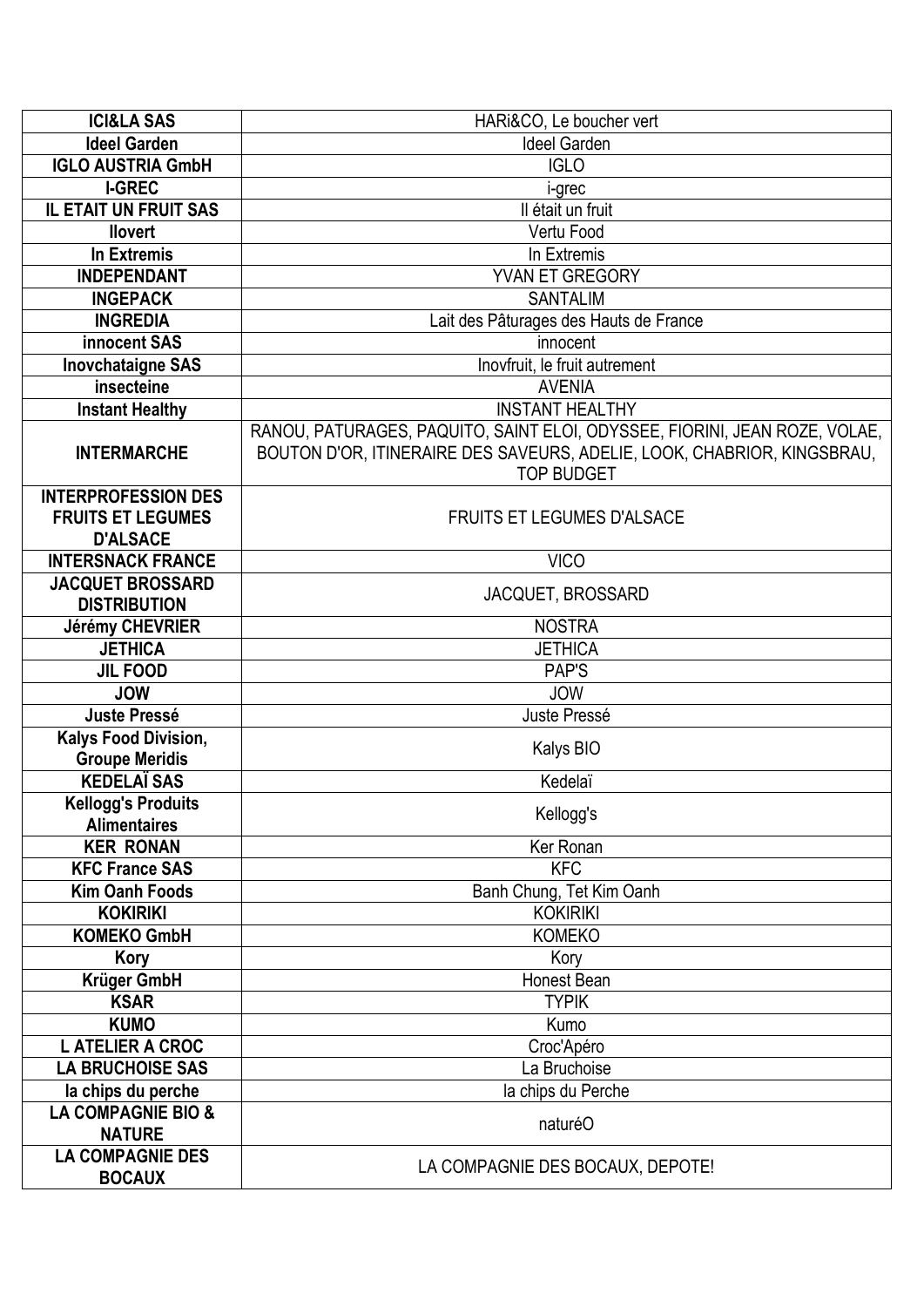| **ICI&LA SAS** | HARi&CO, Le boucher vert |
|---|---|
| **Ideel Garden** | Ideel Garden |
| **IGLO AUSTRIA GmbH** | IGLO |
| **I-GREC** | i-grec |
| **IL ETAIT UN FRUIT SAS** | Il était un fruit |
| **Ilovert** | Vertu Food |
| **In Extremis** | In Extremis |
| **INDEPENDANT** | YVAN ET GREGORY |
| **INGEPACK** | SANTALIM |
| **INGREDIA** | Lait des Pâturages des Hauts de France |
| **innocent SAS** | innocent |
| **Inovchataigne SAS** | Inovfruit, le fruit autrement |
| **insecteine** | AVENIA |
| **Instant Healthy** | INSTANT HEALTHY |
| **INTERMARCHE** | RANOU, PATURAGES, PAQUITO, SAINT ELOI, ODYSSEE, FIORINI, JEAN ROZE, VOLAE, BOUTON D'OR, ITINERAIRE DES SAVEURS, ADELIE, LOOK, CHABRIOR, KINGSBRAU, TOP BUDGET |
| **INTERPROFESSION DES FRUITS ET LEGUMES D'ALSACE** | FRUITS ET LEGUMES D'ALSACE |
| **INTERSNACK FRANCE** | VICO |
| **JACQUET BROSSARD DISTRIBUTION** | JACQUET, BROSSARD |
| **Jérémy CHEVRIER** | NOSTRA |
| **JETHICA** | JETHICA |
| **JIL FOOD** | PAP'S |
| **JOW** | JOW |
| **Juste Pressé** | Juste Pressé |
| **Kalys Food Division, Groupe Meridis** | Kalys BIO |
| **KEDELAÏ SAS** | Kedelaï |
| **Kellogg's Produits Alimentaires** | Kellogg's |
| **KER RONAN** | Ker Ronan |
| **KFC France SAS** | KFC |
| **Kim Oanh Foods** | Banh Chung, Tet Kim Oanh |
| **KOKIRIKI** | KOKIRIKI |
| **KOMEKO GmbH** | KOMEKO |
| **Kory** | Kory |
| **Krüger GmbH** | Honest Bean |
| **KSAR** | TYPIK |
| **KUMO** | Kumo |
| **L ATELIER A CROC** | Croc'Apéro |
| **LA BRUCHOISE SAS** | La Bruchoise |
| **la chips du perche** | la chips du Perche |
| **LA COMPAGNIE BIO & NATURE** | naturéO |
| **LA COMPAGNIE DES BOCAUX** | LA COMPAGNIE DES BOCAUX, DEPOTE! |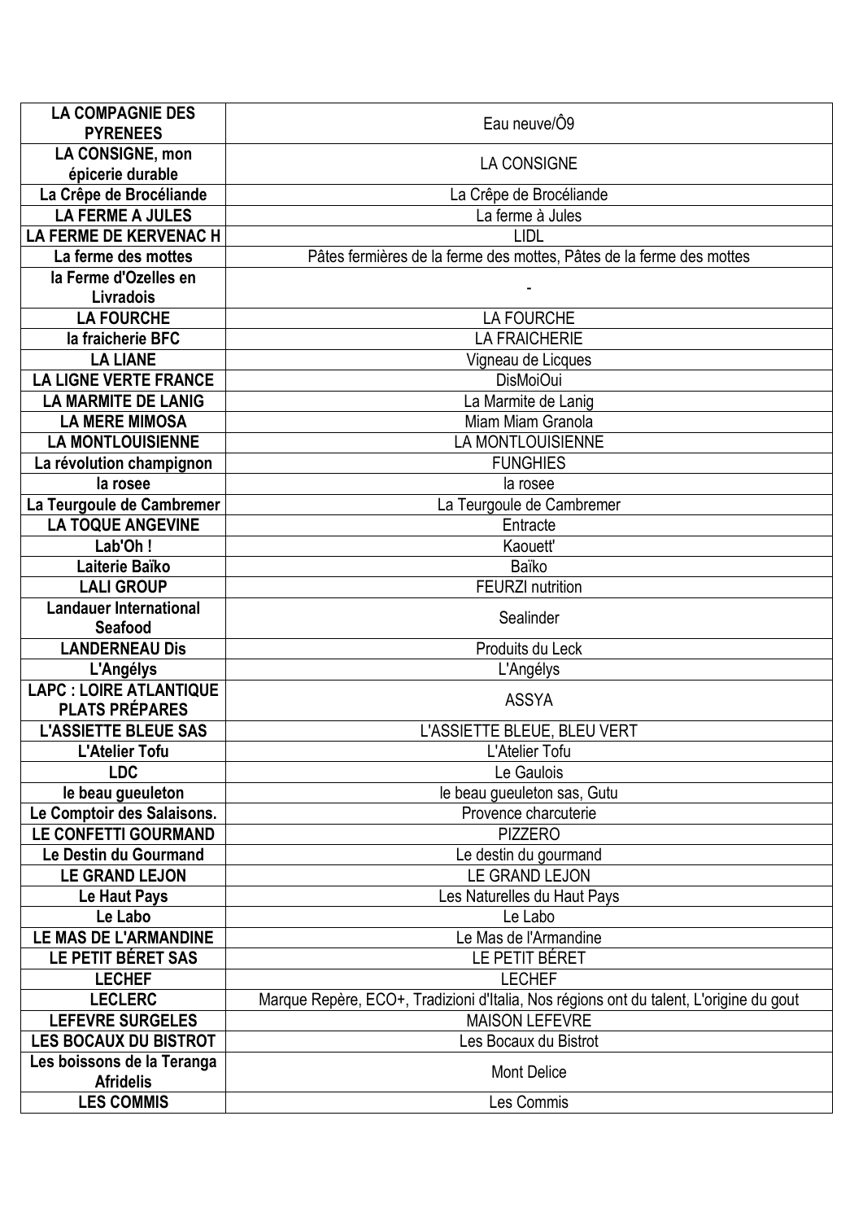| **LA COMPAGNIE DES PYRENEES** | Eau neuve/Ô9 |
|---|---|
| **LA CONSIGNE, mon épicerie durable** | LA CONSIGNE |
| **La Crêpe de Brocéliande** | La Crêpe de Brocéliande |
| **LA FERME A JULES** | La ferme à Jules |
| **LA FERME DE KERVENAC H** | LIDL |
| **La ferme des mottes** | Pâtes fermières de la ferme des mottes, Pâtes de la ferme des mottes |
| **la Ferme d'Ozelles en Livradois** | - |
| **LA FOURCHE** | LA FOURCHE |
| **la fraicherie BFC** | LA FRAICHERIE |
| **LA LIANE** | Vigneau de Licques |
| **LA LIGNE VERTE FRANCE** | DisMoiOui |
| **LA MARMITE DE LANIG** | La Marmite de Lanig |
| **LA MERE MIMOSA** | Miam Miam Granola |
| **LA MONTLOUISIENNE** | LA MONTLOUISIENNE |
| **La révolution champignon** | FUNGHIES |
| **la rosee** | la rosee |
| **La Teurgoule de Cambremer** | La Teurgoule de Cambremer |
| **LA TOQUE ANGEVINE** | Entracte |
| **Lab'Oh !** | Kaouett' |
| **Laiterie Baïko** | Baïko |
| **LALI GROUP** | FEURZI nutrition |
| **Landauer International Seafood** | Sealinder |
| **LANDERNEAU Dis** | Produits du Leck |
| **L'Angélys** | L'Angélys |
| **LAPC : LOIRE ATLANTIQUE PLATS PRÉPARES** | ASSYA |
| **L'ASSIETTE BLEUE SAS** | L'ASSIETTE BLEUE, BLEU VERT |
| **L'Atelier Tofu** | L'Atelier Tofu |
| **LDC** | Le Gaulois |
| **le beau gueuleton** | le beau gueuleton sas, Gutu |
| **Le Comptoir des Salaisons.** | Provence charcuterie |
| **LE CONFETTI GOURMAND** | PIZZERO |
| **Le Destin du Gourmand** | Le destin du gourmand |
| **LE GRAND LEJON** | LE GRAND LEJON |
| **Le Haut Pays** | Les Naturelles du Haut Pays |
| **Le Labo** | Le Labo |
| **LE MAS DE L'ARMANDINE** | Le Mas de l'Armandine |
| **LE PETIT BÉRET SAS** | LE PETIT BÉRET |
| **LECHEF** | LECHEF |
| **LECLERC** | Marque Repère, ECO+, Tradizioni d'Italia, Nos régions ont du talent, L'origine du gout |
| **LEFEVRE SURGELES** | MAISON LEFEVRE |
| **LES BOCAUX DU BISTROT** | Les Bocaux du Bistrot |
| **Les boissons de la Teranga Afridelis** | Mont Delice |
| **LES COMMIS** | Les Commis |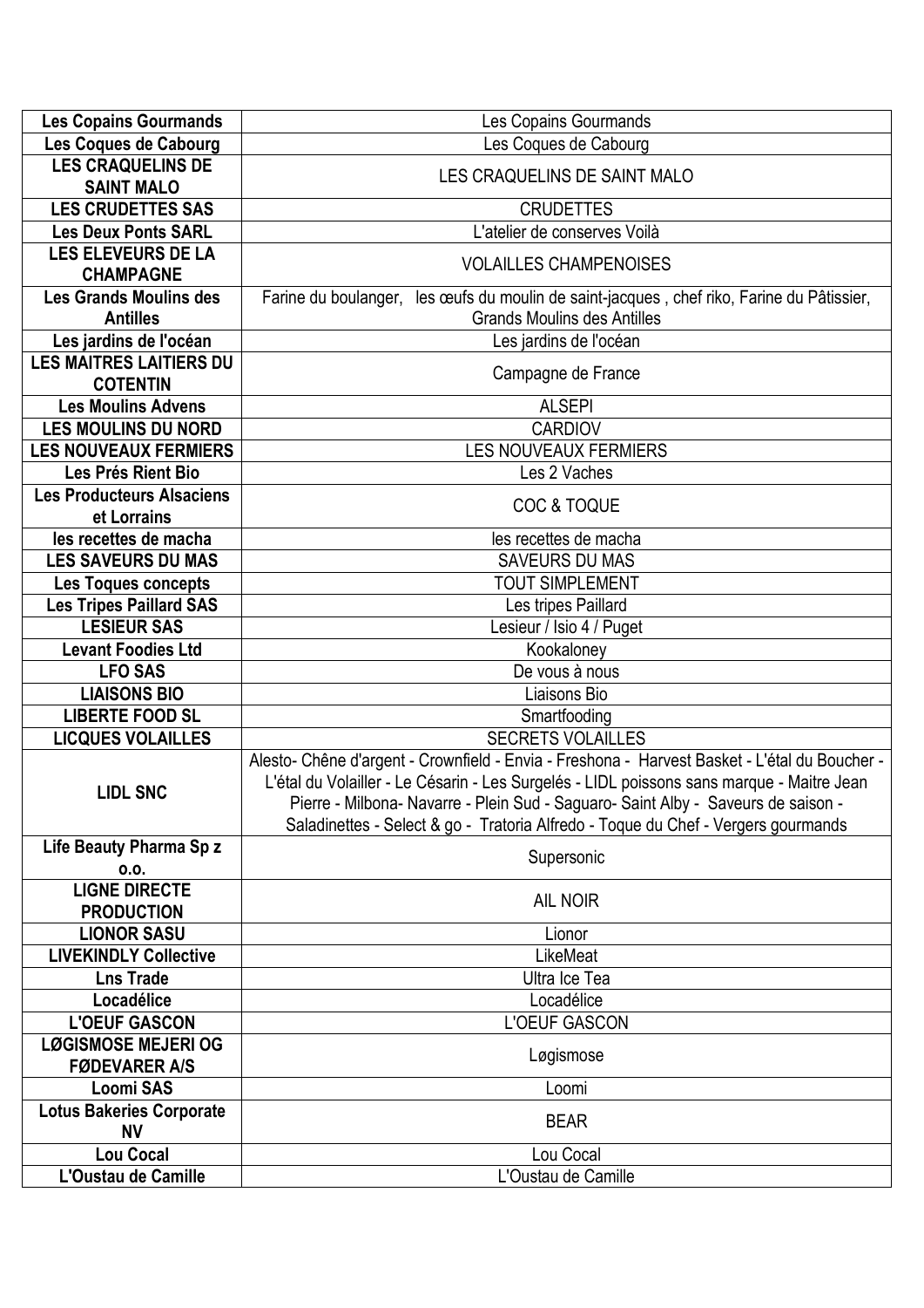| Les Copains Gourmands | Les Copains Gourmands |
|---|---|
| Les Coques de Cabourg | Les Coques de Cabourg |
| LES CRAQUELINS DE SAINT MALO | LES CRAQUELINS DE SAINT MALO |
| LES CRUDETTES SAS | CRUDETTES |
| Les Deux Ponts SARL | L'atelier de conserves Voilà |
| LES ELEVEURS DE LA CHAMPAGNE | VOLAILLES CHAMPENOISES |
| Les Grands Moulins des Antilles | Farine du boulanger, les œufs du moulin de saint-jacques , chef riko, Farine du Pâtissier, Grands Moulins des Antilles |
| Les jardins de l'océan | Les jardins de l'océan |
| LES MAITRES LAITIERS DU COTENTIN | Campagne de France |
| Les Moulins Advens | ALSEPI |
| LES MOULINS DU NORD | CARDIOV |
| LES NOUVEAUX FERMIERS | LES NOUVEAUX FERMIERS |
| Les Prés Rient Bio | Les 2 Vaches |
| Les Producteurs Alsaciens et Lorrains | COC & TOQUE |
| les recettes de macha | les recettes de macha |
| LES SAVEURS DU MAS | SAVEURS DU MAS |
| Les Toques concepts | TOUT SIMPLEMENT |
| Les Tripes Paillard SAS | Les tripes Paillard |
| LESIEUR SAS | Lesieur / Isio 4 / Puget |
| Levant Foodies Ltd | Kookaloney |
| LFO SAS | De vous à nous |
| LIAISONS BIO | Liaisons Bio |
| LIBERTE FOOD SL | Smartfooding |
| LICQUES VOLAILLES | SECRETS VOLAILLES |
| LIDL SNC | Alesto- Chêne d'argent - Crownfield - Envia - Freshona - Harvest Basket - L'étal du Boucher - L'étal du Volailler - Le Césarin - Les Surgelés - LIDL poissons sans marque - Maitre Jean Pierre - Milbona- Navarre - Plein Sud - Saguaro- Saint Alby - Saveurs de saison - Saladinettes - Select & go - Tratoria Alfredo - Toque du Chef - Vergers gourmands |
| Life Beauty Pharma Sp z o.o. | Supersonic |
| LIGNE DIRECTE PRODUCTION | AIL NOIR |
| LIONOR SASU | Lionor |
| LIVEKINDLY Collective | LikeMeat |
| Lns Trade | Ultra Ice Tea |
| Locadélice | Locadélice |
| L'OEUF GASCON | L'OEUF GASCON |
| LØGISMOSE MEJERI OG FØDEVARER A/S | Løgismose |
| Loomi SAS | Loomi |
| Lotus Bakeries Corporate NV | BEAR |
| Lou Cocal | Lou Cocal |
| L'Oustau de Camille | L'Oustau de Camille |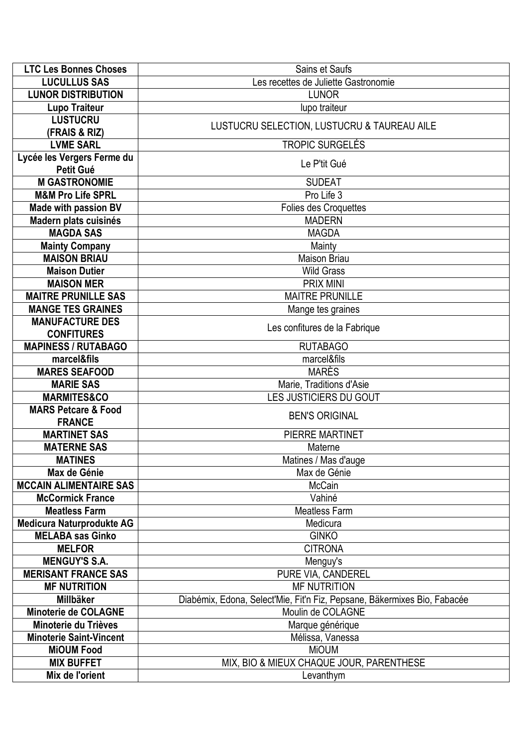| LTC Les Bonnes Choses | Sains et Saufs |
|---|---|
| **LUCULLUS SAS** | Les recettes de Juliette Gastronomie |
| **LUNOR DISTRIBUTION** | LUNOR |
| **Lupo Traiteur** | lupo traiteur |
| **LUSTUCRU (FRAIS & RIZ)** | LUSTUCRU SELECTION, LUSTUCRU & TAUREAU AILE |
| **LVME SARL** | TROPIC SURGELÉS |
| **Lycée les Vergers Ferme du Petit Gué** | Le P'tit Gué |
| **M GASTRONOMIE** | SUDEAT |
| **M&M Pro Life SPRL** | Pro Life 3 |
| **Made with passion BV** | Folies des Croquettes |
| **Madern plats cuisinés** | MADERN |
| **MAGDA SAS** | MAGDA |
| **Mainty Company** | Mainty |
| **MAISON BRIAU** | Maison Briau |
| **Maison Dutier** | Wild Grass |
| **MAISON MER** | PRIX MINI |
| **MAITRE PRUNILLE SAS** | MAITRE PRUNILLE |
| **MANGE TES GRAINES** | Mange tes graines |
| **MANUFACTURE DES CONFITURES** | Les confitures de la Fabrique |
| **MAPINESS / RUTABAGO** | RUTABAGO |
| **marcel&fils** | marcel&fils |
| **MARES SEAFOOD** | MARÈS |
| **MARIE SAS** | Marie, Traditions d'Asie |
| **MARMITES&CO** | LES JUSTICIERS DU GOUT |
| **MARS Petcare & Food FRANCE** | BEN'S ORIGINAL |
| **MARTINET SAS** | PIERRE MARTINET |
| **MATERNE SAS** | Materne |
| **MATINES** | Matines / Mas d'auge |
| **Max de Génie** | Max de Génie |
| **MCCAIN ALIMENTAIRE SAS** | McCain |
| **McCormick France** | Vahiné |
| **Meatless Farm** | Meatless Farm |
| **Medicura Naturprodukte AG** | Medicura |
| **MELABA sas Ginko** | GINKO |
| **MELFOR** | CITRONA |
| **MENGUY'S S.A.** | Menguy's |
| **MERISANT FRANCE SAS** | PURE VIA, CANDEREL |
| **MF NUTRITION** | MF NUTRITION |
| **Millbäker** | Diabémix, Edona, Select'Mie, Fit'n Fiz, Pepsane, Bäkermixes Bio, Fabacée |
| **Minoterie de COLAGNE** | Moulin de COLAGNE |
| **Minoterie du Trièves** | Marque générique |
| **Minoterie Saint-Vincent** | Mélissa, Vanessa |
| **MiOUM Food** | MiOUM |
| **MIX BUFFET** | MIX, BIO & MIEUX CHAQUE JOUR, PARENTHESE |
| **Mix de l'orient** | Levanthym |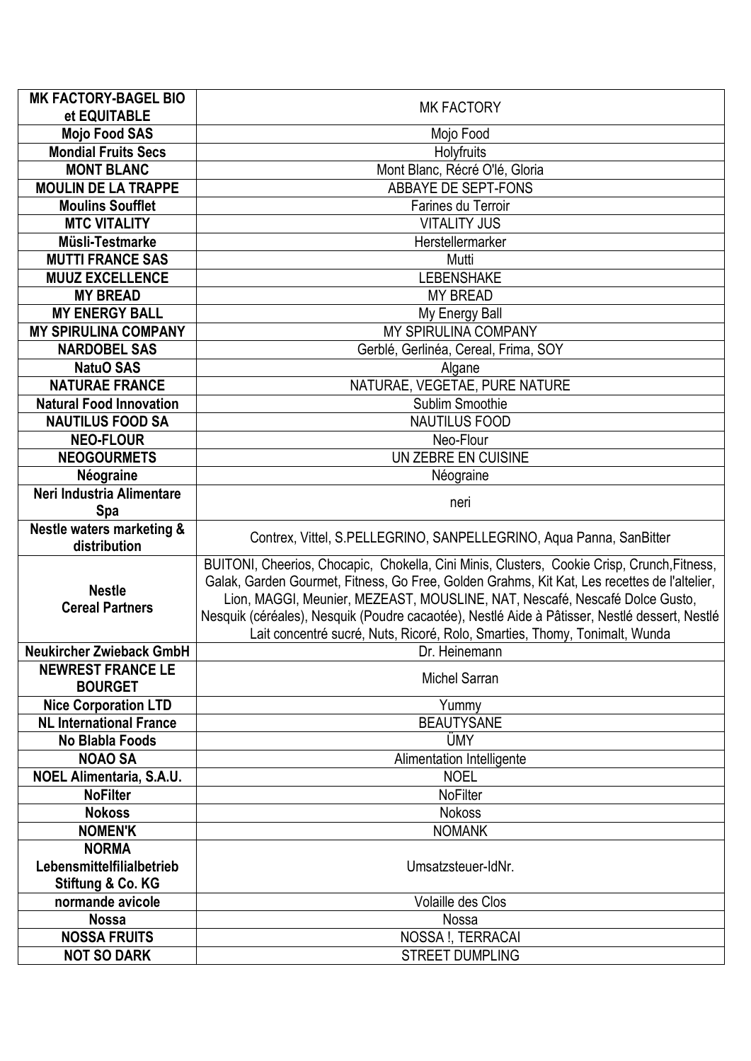| **MK FACTORY-BAGEL BIO et EQUITABLE** | MK FACTORY |
|---|---|
| **Mojo Food SAS** | Mojo Food |
| **Mondial Fruits Secs** | Holyfruits |
| **MONT BLANC** | Mont Blanc, Récré O'lé, Gloria |
| **MOULIN DE LA TRAPPE** | ABBAYE DE SEPT-FONS |
| **Moulins Soufflet** | Farines du Terroir |
| **MTC VITALITY** | VITALITY JUS |
| **Müsli-Testmarke** | Herstellermarker |
| **MUTTI FRANCE SAS** | Mutti |
| **MUUZ EXCELLENCE** | LEBENSHAKE |
| **MY BREAD** | MY BREAD |
| **MY ENERGY BALL** | My Energy Ball |
| **MY SPIRULINA COMPANY** | MY SPIRULINA COMPANY |
| **NARDOBEL SAS** | Gerblé, Gerlinéa, Cereal, Frima, SOY |
| **NatuO SAS** | Algane |
| **NATURAE FRANCE** | NATURAE, VEGETAE, PURE NATURE |
| **Natural Food Innovation** | Sublim Smoothie |
| **NAUTILUS FOOD SA** | NAUTILUS FOOD |
| **NEO-FLOUR** | Neo-Flour |
| **NEOGOURMETS** | UN ZEBRE EN CUISINE |
| **Néograine** | Néograine |
| **Neri Industria Alimentare Spa** | neri |
| **Nestle waters marketing & distribution** | Contrex, Vittel, S.PELLEGRINO, SANPELLEGRINO, Aqua Panna, SanBitter |
| **Nestle Cereal Partners** | BUITONI, Cheerios, Chocapic, Chokella, Cini Minis, Clusters, Cookie Crisp, Crunch,Fitness, Galak, Garden Gourmet, Fitness, Go Free, Golden Grahms, Kit Kat, Les recettes de l'altelier, Lion, MAGGI, Meunier, MEZEAST, MOUSLINE, NAT, Nescafé, Nescafé Dolce Gusto, Nesquik (céréales), Nesquik (Poudre cacaotée), Nestlé Aide à Pâtisser, Nestlé dessert, Nestlé Lait concentré sucré, Nuts, Ricoré, Rolo, Smarties, Thomy, Tonimalt, Wunda |
| **Neukircher Zwieback GmbH** | Dr. Heinemann |
| **NEWREST FRANCE LE BOURGET** | Michel Sarran |
| **Nice Corporation LTD** | Yummy |
| **NL International France** | BEAUTYSANE |
| **No Blabla Foods** | ÜMY |
| **NOAO SA** | Alimentation Intelligente |
| **NOEL Alimentaria, S.A.U.** | NOEL |
| **NoFilter** | NoFilter |
| **Nokoss** | Nokoss |
| **NOMEN'K** | NOMANK |
| **NORMA Lebensmittelfilialbetrieb Stiftung & Co. KG** | Umsatzsteuer-IdNr. |
| **normande avicole** | Volaille des Clos |
| **Nossa** | Nossa |
| **NOSSA FRUITS** | NOSSA !, TERRACAI |
| **NOT SO DARK** | STREET DUMPLING |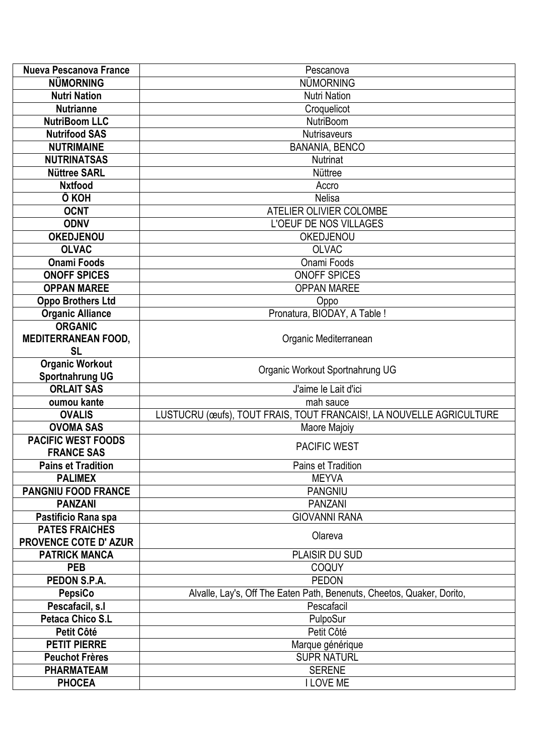| **Nueva Pescanova France** | Pescanova |
|---|---|
| **NÜMORNING** | NÜMORNING |
| **Nutri Nation** | Nutri Nation |
| **Nutrianne** | Croquelicot |
| **NutriBoom LLC** | NutriBoom |
| **Nutrifood SAS** | Nutrisaveurs |
| **NUTRIMAINE** | BANANIA, BENCO |
| **NUTRINATSAS** | Nutrinat |
| **Nüttree SARL** | Nüttree |
| **Nxtfood** | Accro |
| **Ô KOH** | Nelisa |
| **OCNT** | ATELIER OLIVIER COLOMBE |
| **ODNV** | L'OEUF DE NOS VILLAGES |
| **OKEDJENOU** | OKEDJENOU |
| **OLVAC** | OLVAC |
| **Onami Foods** | Onami Foods |
| **ONOFF SPICES** | ONOFF SPICES |
| **OPPAN MAREE** | OPPAN MAREE |
| **Oppo Brothers Ltd** | Oppo |
| **Organic Alliance** | Pronatura, BIODAY, A Table ! |
| **ORGANIC MEDITERRANEAN FOOD, SL** | Organic Mediterranean |
| **Organic Workout Sportnahrung UG** | Organic Workout Sportnahrung UG |
| **ORLAIT SAS** | J'aime le Lait d'ici |
| **oumou kante** | mah sauce |
| **OVALIS** | LUSTUCRU (œufs), TOUT FRAIS, TOUT FRANCAIS!, LA NOUVELLE AGRICULTURE |
| **OVOMA SAS** | Maore Majoiy |
| **PACIFIC WEST FOODS FRANCE SAS** | PACIFIC WEST |
| **Pains et Tradition** | Pains et Tradition |
| **PALIMEX** | MEYVA |
| **PANGNIU FOOD FRANCE** | PANGNIU |
| **PANZANI** | PANZANI |
| **Pastificio Rana spa** | GIOVANNI RANA |
| **PATES FRAICHES PROVENCE COTE D' AZUR** | Olareva |
| **PATRICK MANCA** | PLAISIR DU SUD |
| **PEB** | COQUY |
| **PEDON S.P.A.** | PEDON |
| **PepsiCo** | Alvalle, Lay's, Off The Eaten Path, Benenuts, Cheetos, Quaker, Dorito, |
| **Pescafacil, s.l** | Pescafacil |
| **Petaca Chico S.L** | PulpoSur |
| **Petit Côté** | Petit Côté |
| **PETIT PIERRE** | Marque générique |
| **Peuchot Frères** | SUPR NATURL |
| **PHARMATEAM** | SERENE |
| **PHOCEA** | I LOVE ME |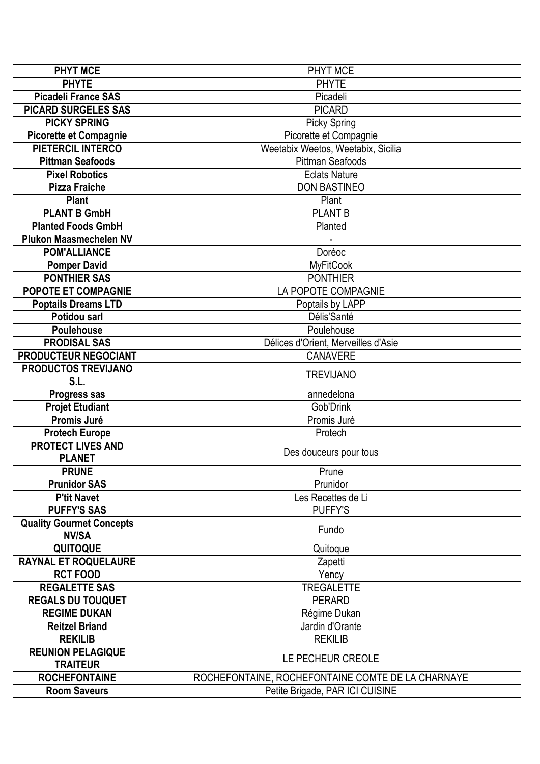| PHYT MCE | PHYT MCE |
|---|---|
| PHYTE | PHYTE |
| Picadeli France SAS | Picadeli |
| PICARD SURGELES SAS | PICARD |
| PICKY SPRING | Picky Spring |
| Picorette et Compagnie | Picorette et Compagnie |
| PIETERCIL INTERCO | Weetabix Weetos, Weetabix, Sicilia |
| Pittman Seafoods | Pittman Seafoods |
| Pixel Robotics | Eclats Nature |
| Pizza Fraiche | DON BASTINEO |
| Plant | Plant |
| PLANT B GmbH | PLANT B |
| Planted Foods GmbH | Planted |
| Plukon Maasmechelen NV | - |
| POM'ALLIANCE | Doréoc |
| Pomper David | MyFitCook |
| PONTHIER SAS | PONTHIER |
| POPOTE ET COMPAGNIE | LA POPOTE COMPAGNIE |
| Poptails Dreams LTD | Poptails by LAPP |
| Potidou sarl | Délis'Santé |
| Poulehouse | Poulehouse |
| PRODISAL SAS | Délices d'Orient, Merveilles d'Asie |
| PRODUCTEUR NEGOCIANT | CANAVERE |
| PRODUCTOS TREVIJANO S.L. | TREVIJANO |
| Progress sas | annedelona |
| Projet Etudiant | Gob'Drink |
| Promis Juré | Promis Juré |
| Protech Europe | Protech |
| PROTECT LIVES AND PLANET | Des douceurs pour tous |
| PRUNE | Prune |
| Prunidor SAS | Prunidor |
| P'tit Navet | Les Recettes de Li |
| PUFFY'S SAS | PUFFY'S |
| Quality Gourmet Concepts NV/SA | Fundo |
| QUITOQUE | Quitoque |
| RAYNAL ET ROQUELAURE | Zapetti |
| RCT FOOD | Yency |
| REGALETTE SAS | TREGALETTE |
| REGALS DU TOUQUET | PERARD |
| REGIME DUKAN | Régime Dukan |
| Reitzel Briand | Jardin d'Orante |
| REKILIB | REKILIB |
| REUNION PELAGIQUE TRAITEUR | LE PECHEUR CREOLE |
| ROCHEFONTAINE | ROCHEFONTAINE, ROCHEFONTAINE COMTE DE LA CHARNAYE |
| Room Saveurs | Petite Brigade, PAR ICI CUISINE |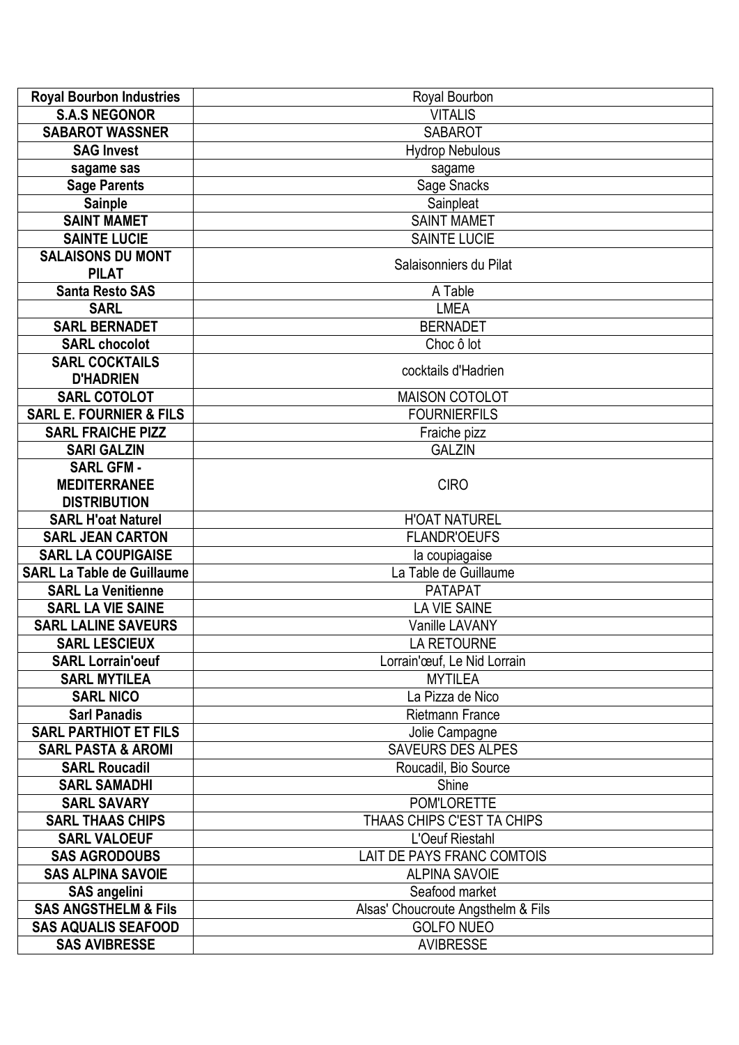| Royal Bourbon Industries | Royal Bourbon |
|---|---|
| S.A.S NEGONOR | VITALIS |
| SABAROT WASSNER | SABAROT |
| SAG Invest | Hydrop Nebulous |
| sagame sas | sagame |
| Sage Parents | Sage Snacks |
| Sainple | Sainpleat |
| SAINT MAMET | SAINT MAMET |
| SAINTE LUCIE | SAINTE LUCIE |
| SALAISONS DU MONT PILAT | Salaisonniers du Pilat |
| Santa Resto SAS | A Table |
| SARL | LMEA |
| SARL BERNADET | BERNADET |
| SARL chocolot | Choc ô lot |
| SARL COCKTAILS D'HADRIEN | cocktails d'Hadrien |
| SARL COTOLOT | MAISON COTOLOT |
| SARL E. FOURNIER & FILS | FOURNIERFILS |
| SARL FRAICHE PIZZ | Fraiche pizz |
| SARI GALZIN | GALZIN |
| SARL GFM - MEDITERRANEE DISTRIBUTION | CIRO |
| SARL H'oat Naturel | H'OAT NATUREL |
| SARL JEAN CARTON | FLANDR'OEUFS |
| SARL LA COUPIGAISE | la coupiagaise |
| SARL La Table de Guillaume | La Table de Guillaume |
| SARL La Venitienne | PATAPAT |
| SARL LA VIE SAINE | LA VIE SAINE |
| SARL LALINE SAVEURS | Vanille LAVANY |
| SARL LESCIEUX | LA RETOURNE |
| SARL Lorrain'oeuf | Lorrain'œuf, Le Nid Lorrain |
| SARL MYTILEA | MYTILEA |
| SARL NICO | La Pizza de Nico |
| Sarl Panadis | Rietmann France |
| SARL PARTHIOT ET FILS | Jolie Campagne |
| SARL PASTA & AROMI | SAVEURS DES ALPES |
| SARL Roucadil | Roucadil, Bio Source |
| SARL SAMADHI | Shine |
| SARL SAVARY | POM'LORETTE |
| SARL THAAS CHIPS | THAAS CHIPS C'EST TA CHIPS |
| SARL VALOEUF | L'Oeuf Riestahl |
| SAS AGRODOUBS | LAIT DE PAYS FRANC COMTOIS |
| SAS ALPINA SAVOIE | ALPINA SAVOIE |
| SAS angelini | Seafood market |
| SAS ANGSTHELM & Fils | Alsas' Choucroute Angsthelm & Fils |
| SAS AQUALIS SEAFOOD | GOLFO NUEO |
| SAS AVIBRESSE | AVIBRESSE |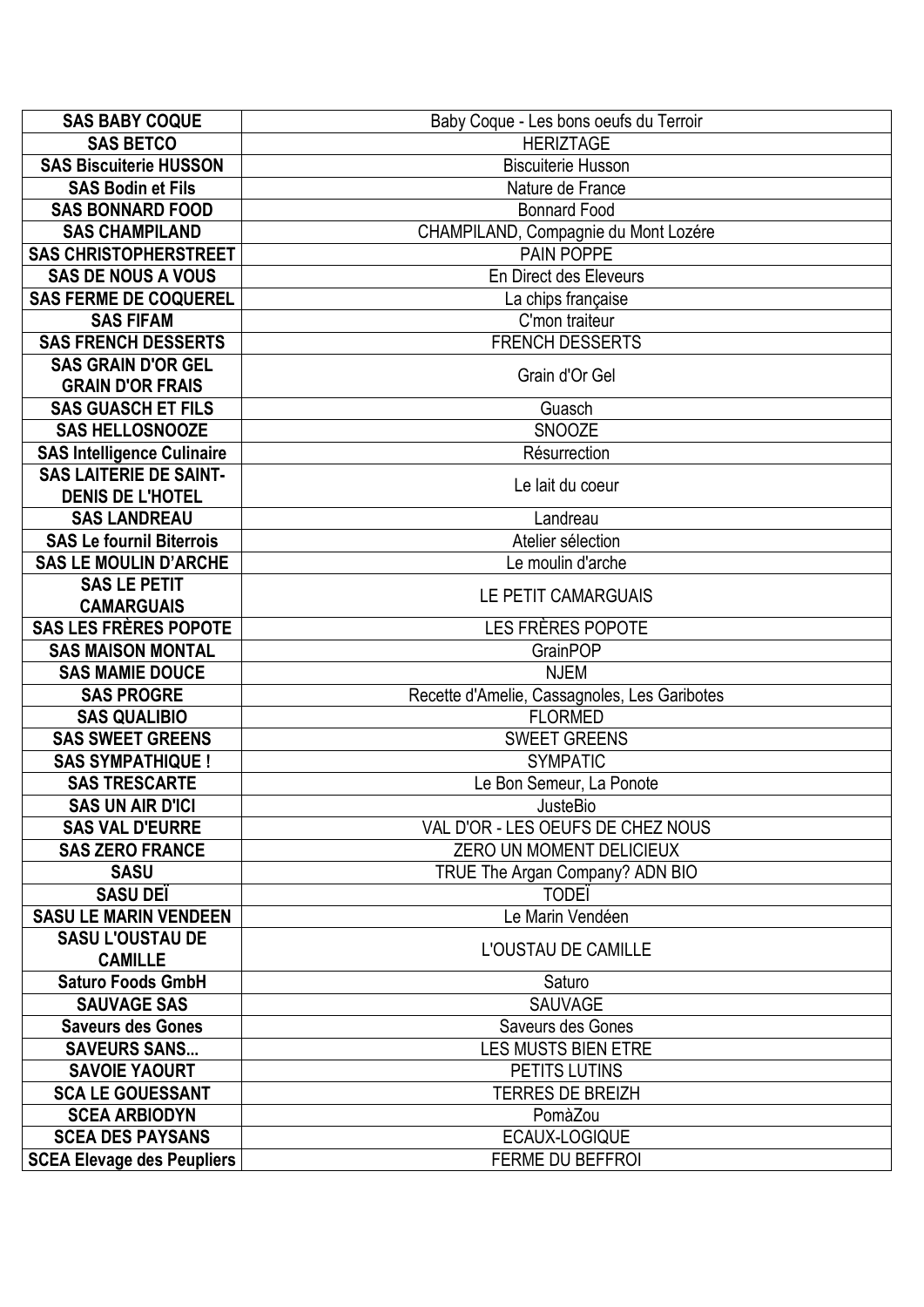| **SAS BABY COQUE** | Baby Coque - Les bons oeufs du Terroir |
|---|---|
| **SAS BETCO** | HERIZTAGE |
| **SAS Biscuiterie HUSSON** | Biscuiterie Husson |
| **SAS Bodin et Fils** | Nature de France |
| **SAS BONNARD FOOD** | Bonnard Food |
| **SAS CHAMPILAND** | CHAMPILAND, Compagnie du Mont Lozére |
| **SAS CHRISTOPHERSTREET** | PAIN POPPE |
| **SAS DE NOUS A VOUS** | En Direct des Eleveurs |
| **SAS FERME DE COQUEREL** | La chips française |
| **SAS FIFAM** | C'mon traiteur |
| **SAS FRENCH DESSERTS** | FRENCH DESSERTS |
| **SAS GRAIN D'OR GEL GRAIN D'OR FRAIS** | Grain d'Or Gel |
| **SAS GUASCH ET FILS** | Guasch |
| **SAS HELLOSNOOZE** | SNOOZE |
| **SAS Intelligence Culinaire** | Résurrection |
| **SAS LAITERIE DE SAINT-DENIS DE L'HOTEL** | Le lait du coeur |
| **SAS LANDREAU** | Landreau |
| **SAS Le fournil Biterrois** | Atelier sélection |
| **SAS LE MOULIN D'ARCHE** | Le moulin d'arche |
| **SAS LE PETIT CAMARGUAIS** | LE PETIT CAMARGUAIS |
| **SAS LES FRÈRES POPOTE** | LES FRÈRES POPOTE |
| **SAS MAISON MONTAL** | GrainPOP |
| **SAS MAMIE DOUCE** | NJEM |
| **SAS PROGRE** | Recette d'Amelie, Cassagnoles, Les Garibotes |
| **SAS QUALIBIO** | FLORMED |
| **SAS SWEET GREENS** | SWEET GREENS |
| **SAS SYMPATHIQUE !** | SYMPATIC |
| **SAS TRESCARTE** | Le Bon Semeur, La Ponote |
| **SAS UN AIR D'ICI** | JusteBio |
| **SAS VAL D'EURRE** | VAL D'OR - LES OEUFS DE CHEZ NOUS |
| **SAS ZERO FRANCE** | ZERO UN MOMENT DELICIEUX |
| **SASU** | TRUE The Argan Company? ADN BIO |
| **SASU DEÏ** | TODEÏ |
| **SASU LE MARIN VENDEEN** | Le Marin Vendéen |
| **SASU L'OUSTAU DE CAMILLE** | L'OUSTAU DE CAMILLE |
| **Saturo Foods GmbH** | Saturo |
| **SAUVAGE SAS** | SAUVAGE |
| **Saveurs des Gones** | Saveurs des Gones |
| **SAVEURS SANS...** | LES MUSTS BIEN ETRE |
| **SAVOIE YAOURT** | PETITS LUTINS |
| **SCA LE GOUESSANT** | TERRES DE BREIZH |
| **SCEA ARBIODYN** | PomàZou |
| **SCEA DES PAYSANS** | ECAUX-LOGIQUE |
| **SCEA Elevage des Peupliers** | FERME DU BEFFROI |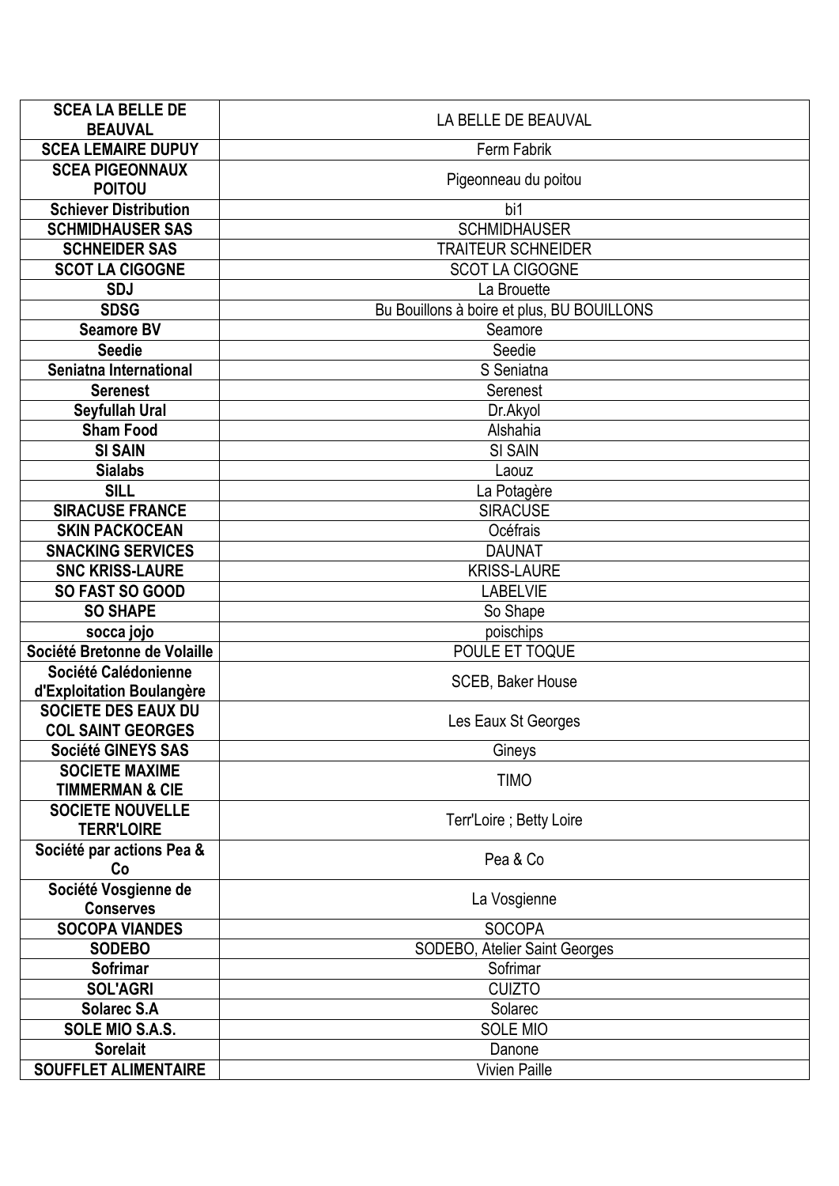| | |
|---|---|
| **SCEA LA BELLE DE BEAUVAL** | LA BELLE DE BEAUVAL |
| **SCEA LEMAIRE DUPUY** | Ferm Fabrik |
| **SCEA PIGEONNAUX POITOU** | Pigeonneau du poitou |
| **Schiever Distribution** | bi1 |
| **SCHMIDHAUSER SAS** | SCHMIDHAUSER |
| **SCHNEIDER SAS** | TRAITEUR SCHNEIDER |
| **SCOT LA CIGOGNE** | SCOT LA CIGOGNE |
| **SDJ** | La Brouette |
| **SDSG** | Bu Bouillons à boire et plus, BU BOUILLONS |
| **Seamore BV** | Seamore |
| **Seedie** | Seedie |
| **Seniatna International** | S Seniatna |
| **Serenest** | Serenest |
| **Seyfullah Ural** | Dr.Akyol |
| **Sham Food** | Alshahia |
| **SI SAIN** | SI SAIN |
| **Sialabs** | Laouz |
| **SILL** | La Potagère |
| **SIRACUSE FRANCE** | SIRACUSE |
| **SKIN PACKOCEAN** | Océfrais |
| **SNACKING SERVICES** | DAUNAT |
| **SNC KRISS-LAURE** | KRISS-LAURE |
| **SO FAST SO GOOD** | LABELVIE |
| **SO SHAPE** | So Shape |
| **socca jojo** | poischips |
| **Société Bretonne de Volaille** | POULE ET TOQUE |
| **Société Calédonienne d'Exploitation Boulangère** | SCEB, Baker House |
| **SOCIETE DES EAUX DU COL SAINT GEORGES** | Les Eaux St Georges |
| **Société GINEYS SAS** | Gineys |
| **SOCIETE MAXIME TIMMERMAN & CIE** | TIMO |
| **SOCIETE NOUVELLE TERR'LOIRE** | Terr'Loire ; Betty Loire |
| **Société par actions Pea & Co** | Pea & Co |
| **Société Vosgienne de Conserves** | La Vosgienne |
| **SOCOPA VIANDES** | SOCOPA |
| **SODEBO** | SODEBO, Atelier Saint Georges |
| **Sofrimar** | Sofrimar |
| **SOL'AGRI** | CUIZTO |
| **Solarec S.A** | Solarec |
| **SOLE MIO S.A.S.** | SOLE MIO |
| **Sorelait** | Danone |
| **SOUFFLET ALIMENTAIRE** | Vivien Paille |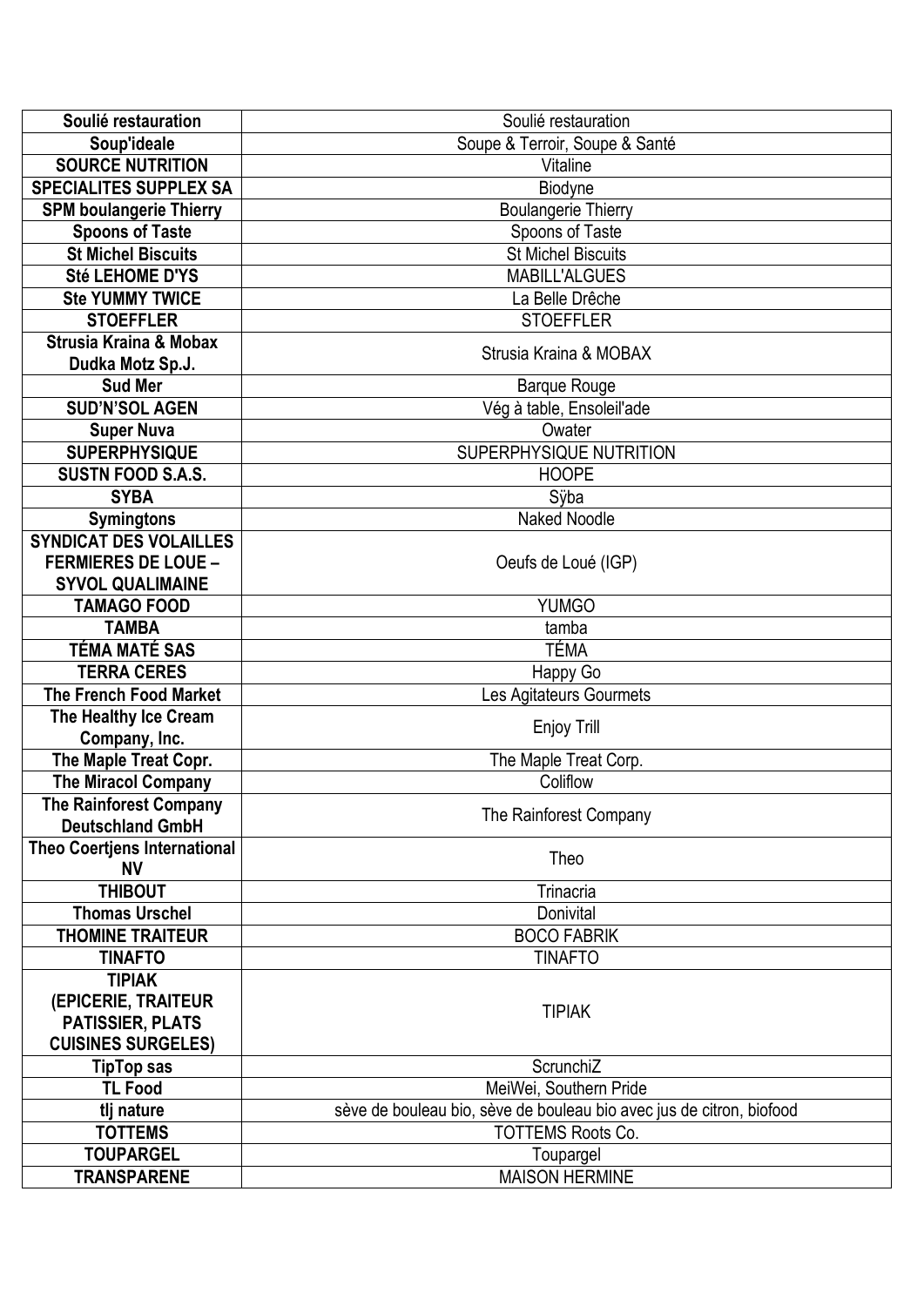| **Soulié restauration** | Soulié restauration |
|---|---|
| **Soup'ideale** | Soupe & Terroir, Soupe & Santé |
| **SOURCE NUTRITION** | Vitaline |
| **SPECIALITES SUPPLEX SA** | Biodyne |
| **SPM boulangerie Thierry** | Boulangerie Thierry |
| **Spoons of Taste** | Spoons of Taste |
| **St Michel Biscuits** | St Michel Biscuits |
| **Sté LEHOME D'YS** | MABILL'ALGUES |
| **Ste YUMMY TWICE** | La Belle Drêche |
| **STOEFFLER** | STOEFFLER |
| **Strusia Kraina & Mobax Dudka Motz Sp.J.** | Strusia Kraina & MOBAX |
| **Sud Mer** | Barque Rouge |
| **SUD'N'SOL AGEN** | Vég à table, Ensoleil'ade |
| **Super Nuva** | Owater |
| **SUPERPHYSIQUE** | SUPERPHYSIQUE NUTRITION |
| **SUSTN FOOD S.A.S.** | HOOPE |
| **SYBA** | Sÿba |
| **Symingtons** | Naked Noodle |
| **SYNDICAT DES VOLAILLES FERMIERES DE LOUE – SYVOL QUALIMAINE** | Oeufs de Loué (IGP) |
| **TAMAGO FOOD** | YUMGO |
| **TAMBA** | tamba |
| **TÉMA MATÉ SAS** | TÉMA |
| **TERRA CERES** | Happy Go |
| **The French Food Market** | Les Agitateurs Gourmets |
| **The Healthy Ice Cream Company, Inc.** | Enjoy Trill |
| **The Maple Treat Copr.** | The Maple Treat Corp. |
| **The Miracol Company** | Coliflow |
| **The Rainforest Company Deutschland GmbH** | The Rainforest Company |
| **Theo Coertjens International NV** | Theo |
| **THIBOUT** | Trinacria |
| **Thomas Urschel** | Donivital |
| **THOMINE TRAITEUR** | BOCO FABRIK |
| **TINAFTO** | TINAFTO |
| **TIPIAK (EPICERIE, TRAITEUR PATISSIER, PLATS CUISINES SURGELES)** | TIPIAK |
| **TipTop sas** | ScrunchiZ |
| **TL Food** | MeiWei, Southern Pride |
| **tlj nature** | sève de bouleau bio, sève de bouleau bio avec jus de citron, biofood |
| **TOTTEMS** | TOTTEMS Roots Co. |
| **TOUPARGEL** | Toupargel |
| **TRANSPARENE** | MAISON HERMINE |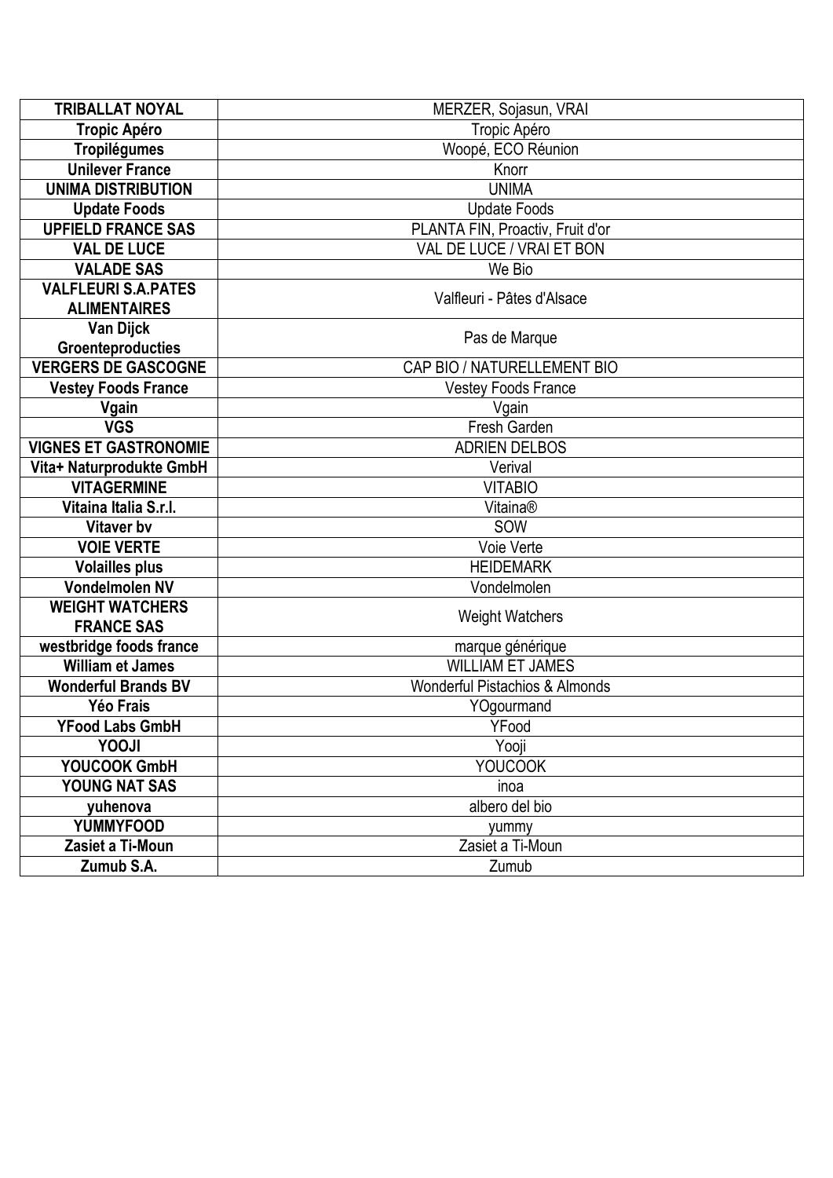| | |
|---|---|
| **TRIBALLAT NOYAL** | MERZER, Sojasun, VRAI |
| **Tropic Apéro** | Tropic Apéro |
| **Tropilégumes** | Woopé, ECO Réunion |
| **Unilever France** | Knorr |
| **UNIMA DISTRIBUTION** | UNIMA |
| **Update Foods** | Update Foods |
| **UPFIELD FRANCE SAS** | PLANTA FIN, Proactiv, Fruit d'or |
| **VAL DE LUCE** | VAL DE LUCE / VRAI ET BON |
| **VALADE SAS** | We Bio |
| **VALFLEURI S.A.PATES ALIMENTAIRES** | Valfleuri - Pâtes d'Alsace |
| **Van Dijck Groenteproducties** | Pas de Marque |
| **VERGERS DE GASCOGNE** | CAP BIO / NATURELLEMENT BIO |
| **Vestey Foods France** | Vestey Foods France |
| **Vgain** | Vgain |
| **VGS** | Fresh Garden |
| **VIGNES ET GASTRONOMIE** | ADRIEN DELBOS |
| **Vita+ Naturprodukte GmbH** | Verival |
| **VITAGERMINE** | VITABIO |
| **Vitaina Italia S.r.l.** | Vitaina® |
| **Vitaver bv** | SOW |
| **VOIE VERTE** | Voie Verte |
| **Volailles plus** | HEIDEMARK |
| **Vondelmolen NV** | Vondelmolen |
| **WEIGHT WATCHERS FRANCE SAS** | Weight Watchers |
| **westbridge foods france** | marque générique |
| **William et James** | WILLIAM ET JAMES |
| **Wonderful Brands BV** | Wonderful Pistachios & Almonds |
| **Yéo Frais** | YOgourmand |
| **YFood Labs GmbH** | YFood |
| **YOOJI** | Yooji |
| **YOUCOOK GmbH** | YOUCOOK |
| **YOUNG NAT SAS** | inoa |
| **yuhenova** | albero del bio |
| **YUMMYFOOD** | yummy |
| **Zasiet a Ti-Moun** | Zasiet a Ti-Moun |
| **Zumub S.A.** | Zumub |